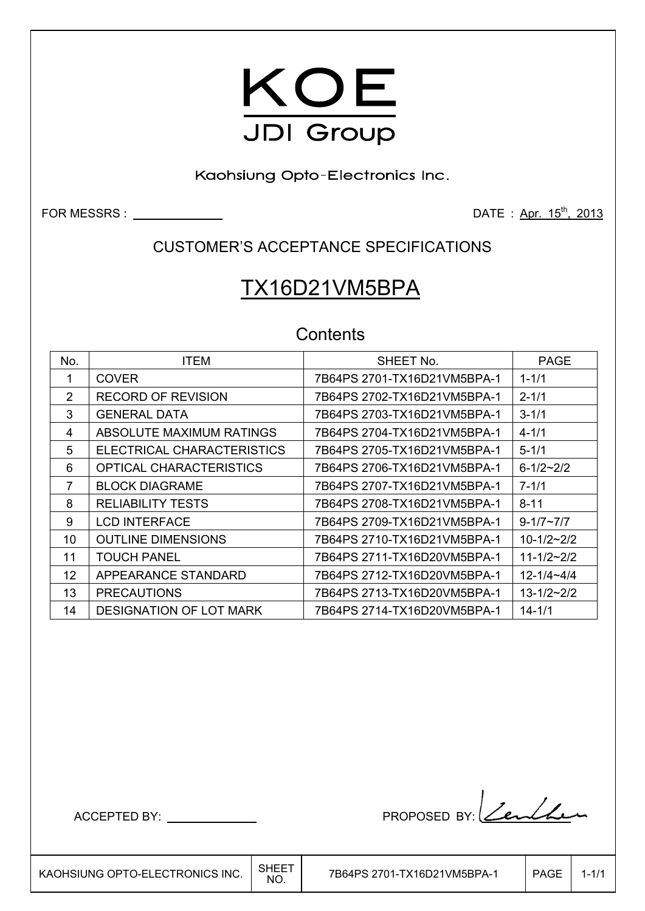# KOE

## JDI Group

Kaohsiung Opto-Electronics Inc.

FOR MESSRS : ______________ DATE : Apr. 15th, 2013

## CUSTOMER'S ACCEPTANCE SPECIFICATIONS

# TX16D21VM5BPA

## Contents

| No. | ITEM | SHEET No. | PAGE |
|---|---|---|---|
| 1 | COVER | 7B64PS 2701-TX16D21VM5BPA-1 | 1-1/1 |
| 2 | RECORD OF REVISION | 7B64PS 2702-TX16D21VM5BPA-1 | 2-1/1 |
| 3 | GENERAL DATA | 7B64PS 2703-TX16D21VM5BPA-1 | 3-1/1 |
| 4 | ABSOLUTE MAXIMUM RATINGS | 7B64PS 2704-TX16D21VM5BPA-1 | 4-1/1 |
| 5 | ELECTRICAL CHARACTERISTICS | 7B64PS 2705-TX16D21VM5BPA-1 | 5-1/1 |
| 6 | OPTICAL CHARACTERISTICS | 7B64PS 2706-TX16D21VM5BPA-1 | 6-1/2~2/2 |
| 7 | BLOCK DIAGRAME | 7B64PS 2707-TX16D21VM5BPA-1 | 7-1/1 |
| 8 | RELIABILITY TESTS | 7B64PS 2708-TX16D21VM5BPA-1 | 8-11 |
| 9 | LCD INTERFACE | 7B64PS 2709-TX16D21VM5BPA-1 | 9-1/7~7/7 |
| 10 | OUTLINE DIMENSIONS | 7B64PS 2710-TX16D21VM5BPA-1 | 10-1/2~2/2 |
| 11 | TOUCH PANEL | 7B64PS 2711-TX16D20VM5BPA-1 | 11-1/2~2/2 |
| 12 | APPEARANCE STANDARD | 7B64PS 2712-TX16D20VM5BPA-1 | 12-1/4~4/4 |
| 13 | PRECAUTIONS | 7B64PS 2713-TX16D20VM5BPA-1 | 13-1/2~2/2 |
| 14 | DESIGNATION OF LOT MARK | 7B64PS 2714-TX16D20VM5BPA-1 | 14-1/1 |

ACCEPTED BY: ______________ PROPOSED BY: [signature]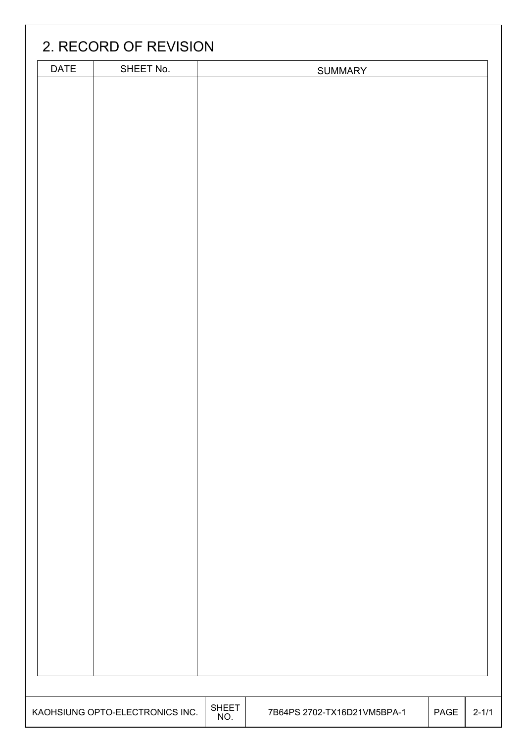## 2. RECORD OF REVISION

| DATE | SHEET No. | SUMMARY |
|---|---|---|
| | | |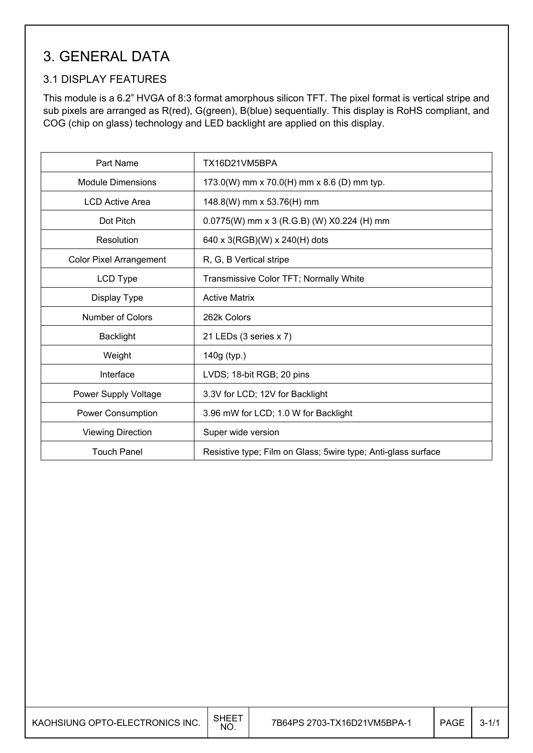# 3. GENERAL DATA

## 3.1 DISPLAY FEATURES

This module is a 6.2" HVGA of 8:3 format amorphous silicon TFT. The pixel format is vertical stripe and sub pixels are arranged as R(red), G(green), B(blue) sequentially. This display is RoHS compliant, and COG (chip on glass) technology and LED backlight are applied on this display.

| Part Name | TX16D21VM5BPA |
|---|---|
| Module Dimensions | 173.0(W) mm x 70.0(H) mm x 8.6 (D) mm typ. |
| LCD Active Area | 148.8(W) mm x 53.76(H) mm |
| Dot Pitch | 0.0775(W) mm x 3 (R.G.B) (W) X0.224 (H) mm |
| Resolution | 640 x 3(RGB)(W) x 240(H) dots |
| Color Pixel Arrangement | R, G, B Vertical stripe |
| LCD Type | Transmissive Color TFT; Normally White |
| Display Type | Active Matrix |
| Number of Colors | 262k Colors |
| Backlight | 21 LEDs (3 series x 7) |
| Weight | 140g (typ.) |
| Interface | LVDS; 18-bit RGB; 20 pins |
| Power Supply Voltage | 3.3V for LCD; 12V for Backlight |
| Power Consumption | 3.96 mW for LCD; 1.0 W for Backlight |
| Viewing Direction | Super wide version |
| Touch Panel | Resistive type; Film on Glass; 5wire type; Anti-glass surface |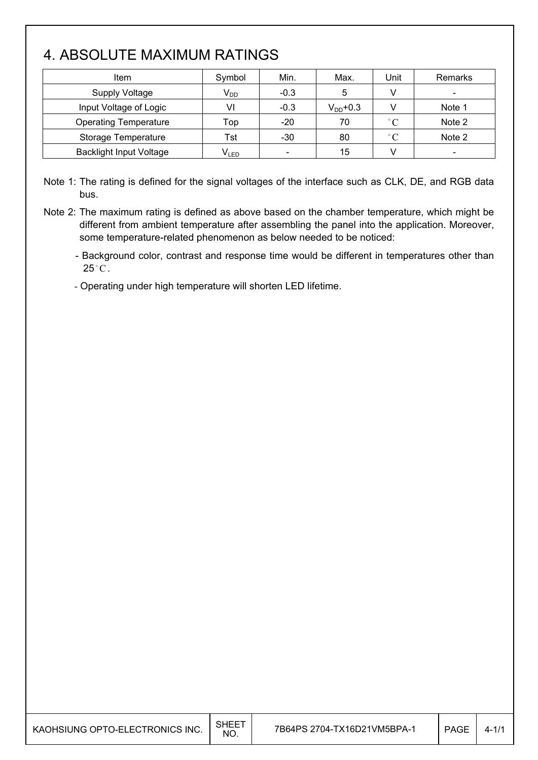# 4. ABSOLUTE MAXIMUM RATINGS

| Item | Symbol | Min. | Max. | Unit | Remarks |
|---|---|---|---|---|---|
| Supply Voltage | $V_{DD}$ | -0.3 | 5 | V | - |
| Input Voltage of Logic | VI | -0.3 | $V_{DD}$+0.3 | V | Note 1 |
| Operating Temperature | Top | -20 | 70 | °C | Note 2 |
| Storage Temperature | Tst | -30 | 80 | °C | Note 2 |
| Backlight Input Voltage | $V_{LED}$ | - | 15 | V | - |

Note 1: The rating is defined for the signal voltages of the interface such as CLK, DE, and RGB data bus.

Note 2: The maximum rating is defined as above based on the chamber temperature, which might be different from ambient temperature after assembling the panel into the application. Moreover, some temperature-related phenomenon as below needed to be noticed:

- Background color, contrast and response time would be different in temperatures other than 25°C.
- Operating under high temperature will shorten LED lifetime.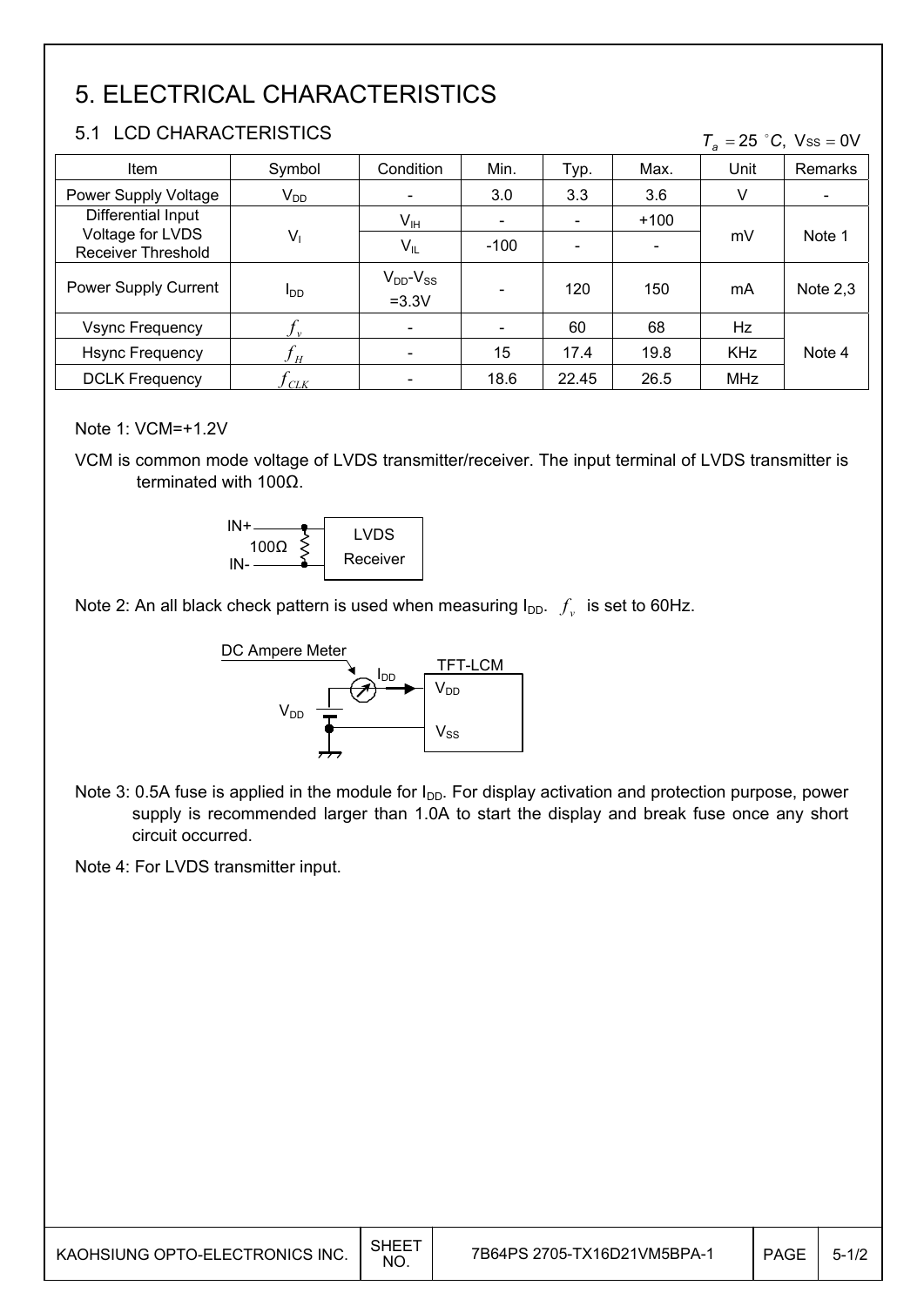# 5. ELECTRICAL CHARACTERISTICS

## 5.1 LCD CHARACTERISTICS

$T_a = 25\ ^\circ C$, $V_{SS} = 0V$

| Item | Symbol | Condition | Min. | Typ. | Max. | Unit | Remarks |
|---|---|---|---|---|---|---|---|
| Power Supply Voltage | $V_{DD}$ | - | 3.0 | 3.3 | 3.6 | V | - |
| Differential Input Voltage for LVDS Receiver Threshold | $V_I$ | $V_{IH}$ | - | - | +100 | mV | Note 1 |
| | | $V_{IL}$ | -100 | - | - | | |
| Power Supply Current | $I_{DD}$ | $V_{DD}$-$V_{SS}$ =3.3V | - | 120 | 150 | mA | Note 2,3 |
| Vsync Frequency | $f_v$ | - | - | 60 | 68 | Hz | Note 4 |
| Hsync Frequency | $f_H$ | - | 15 | 17.4 | 19.8 | KHz | |
| DCLK Frequency | $f_{CLK}$ | - | 18.6 | 22.45 | 26.5 | MHz | |

Note 1: VCM=+1.2V

VCM is common mode voltage of LVDS transmitter/receiver. The input terminal of LVDS transmitter is terminated with 100Ω.

IN+ / IN- — 100Ω — LVDS Receiver

Note 2: An all black check pattern is used when measuring $I_{DD}$. $f_v$ is set to 60Hz.

DC Ampere Meter — $I_{DD}$ — TFT-LCM ($V_{DD}$, $V_{SS}$)

Note 3: 0.5A fuse is applied in the module for $I_{DD}$. For display activation and protection purpose, power supply is recommended larger than 1.0A to start the display and break fuse once any short circuit occurred.

Note 4: For LVDS transmitter input.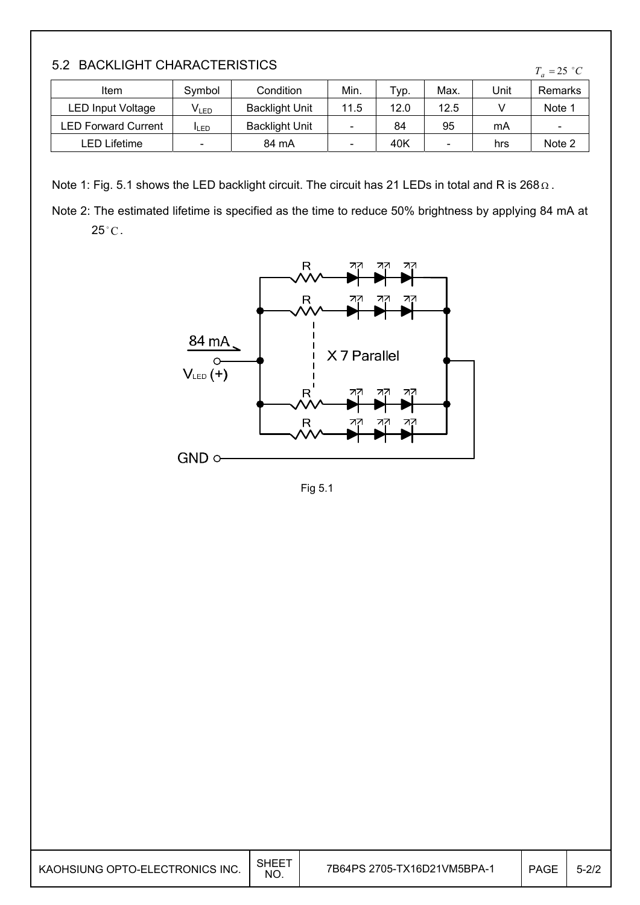## 5.2 BACKLIGHT CHARACTERISTICS

$T_a = 25\ ^\circ C$

| Item | Symbol | Condition | Min. | Typ. | Max. | Unit | Remarks |
|---|---|---|---|---|---|---|---|
| LED Input Voltage | $V_{LED}$ | Backlight Unit | 11.5 | 12.0 | 12.5 | V | Note 1 |
| LED Forward Current | $I_{LED}$ | Backlight Unit | - | 84 | 95 | mA | - |
| LED Lifetime | - | 84 mA | - | 40K | - | hrs | Note 2 |

Note 1: Fig. 5.1 shows the LED backlight circuit. The circuit has 21 LEDs in total and R is 268 $\Omega$.

Note 2: The estimated lifetime is specified as the time to reduce 50% brightness by applying 84 mA at 25 $^\circ$C.

Fig 5.1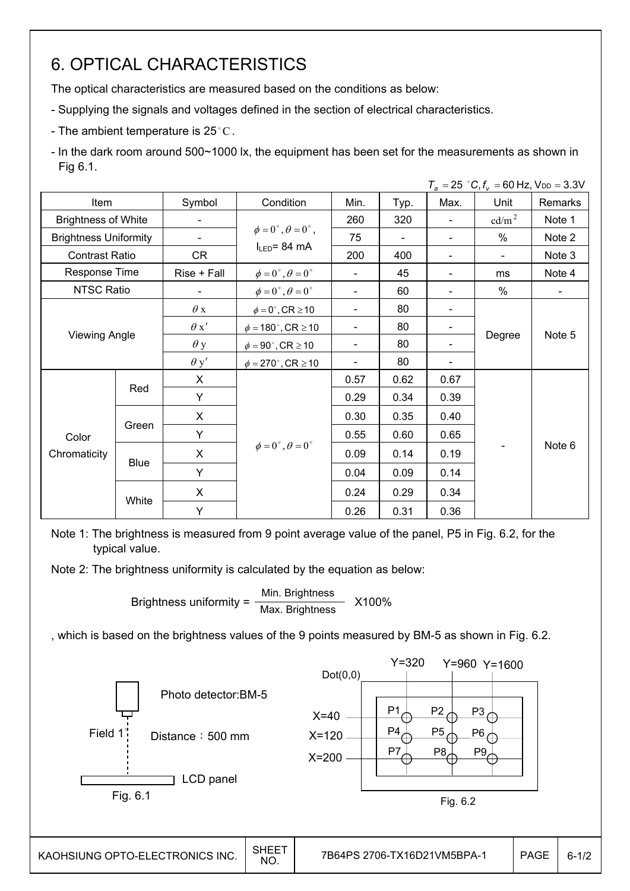# 6. OPTICAL CHARACTERISTICS

The optical characteristics are measured based on the conditions as below:

- Supplying the signals and voltages defined in the section of electrical characteristics.
- The ambient temperature is 25°C.
- In the dark room around 500~1000 lx, the equipment has been set for the measurements as shown in Fig 6.1.

$T_a = 25\ ^\circ C, f_v = 60$ Hz, $V_{DD} = 3.3$V

| Item | | Symbol | Condition | Min. | Typ. | Max. | Unit | Remarks |
|---|---|---|---|---|---|---|---|---|
| Brightness of White | | - | $\phi = 0^\circ, \theta = 0^\circ$, $I_{LED}$= 84 mA | 260 | 320 | - | cd/m$^2$ | Note 1 |
| Brightness Uniformity | | - | | 75 | - | - | % | Note 2 |
| Contrast Ratio | | CR | | 200 | 400 | - | - | Note 3 |
| Response Time | | Rise + Fall | $\phi = 0^\circ, \theta = 0^\circ$ | - | 45 | - | ms | Note 4 |
| NTSC Ratio | | - | $\phi = 0^\circ, \theta = 0^\circ$ | - | 60 | - | % | - |
| Viewing Angle | | $\theta$ x | $\phi = 0^\circ$, CR ≥ 10 | - | 80 | - | Degree | Note 5 |
| | | $\theta$ x' | $\phi = 180^\circ$, CR ≥ 10 | - | 80 | - | | |
| | | $\theta$ y | $\phi = 90^\circ$, CR ≥ 10 | - | 80 | - | | |
| | | $\theta$ y' | $\phi = 270^\circ$, CR ≥ 10 | - | 80 | - | | |
| Color Chromaticity | Red | X | $\phi = 0^\circ, \theta = 0^\circ$ | 0.57 | 0.62 | 0.67 | - | Note 6 |
| | | Y | | 0.29 | 0.34 | 0.39 | | |
| | Green | X | | 0.30 | 0.35 | 0.40 | | |
| | | Y | | 0.55 | 0.60 | 0.65 | | |
| | Blue | X | | 0.09 | 0.14 | 0.19 | | |
| | | Y | | 0.04 | 0.09 | 0.14 | | |
| | White | X | | 0.24 | 0.29 | 0.34 | | |
| | | Y | | 0.26 | 0.31 | 0.36 | | |

Note 1: The brightness is measured from 9 point average value of the panel, P5 in Fig. 6.2, for the typical value.

Note 2: The brightness uniformity is calculated by the equation as below:

$$\text{Brightness uniformity} = \frac{\text{Min. Brightness}}{\text{Max. Brightness}} \times 100\%$$

, which is based on the brightness values of the 9 points measured by BM-5 as shown in Fig. 6.2.

Photo detector:BM-5

Field 1°

Distance：500 mm

LCD panel

Fig. 6.1

Dot(0,0) Y=320 Y=960 Y=1600

X=40: P1 P2 P3

X=120: P4 P5 P6

X=200: P7 P8 P9

Fig. 6.2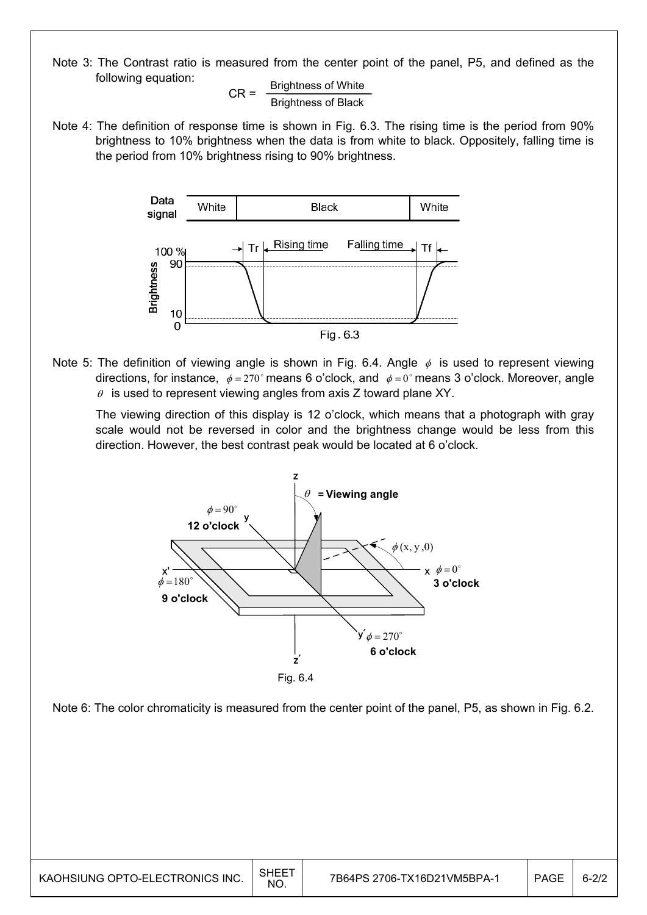Note 3: The Contrast ratio is measured from the center point of the panel, P5, and defined as the following equation:

$$CR = \frac{\text{Brightness of White}}{\text{Brightness of Black}}$$

Note 4: The definition of response time is shown in Fig. 6.3. The rising time is the period from 90% brightness to 10% brightness when the data is from white to black. Oppositely, falling time is the period from 10% brightness rising to 90% brightness.

Fig. 6.3

Note 5: The definition of viewing angle is shown in Fig. 6.4. Angle $\phi$ is used to represent viewing directions, for instance, $\phi = 270^\circ$ means 6 o'clock, and $\phi = 0^\circ$ means 3 o'clock. Moreover, angle $\theta$ is used to represent viewing angles from axis Z toward plane XY.

The viewing direction of this display is 12 o'clock, which means that a photograph with gray scale would not be reversed in color and the brightness change would be less from this direction. However, the best contrast peak would be located at 6 o'clock.

Fig. 6.4

Note 6: The color chromaticity is measured from the center point of the panel, P5, as shown in Fig. 6.2.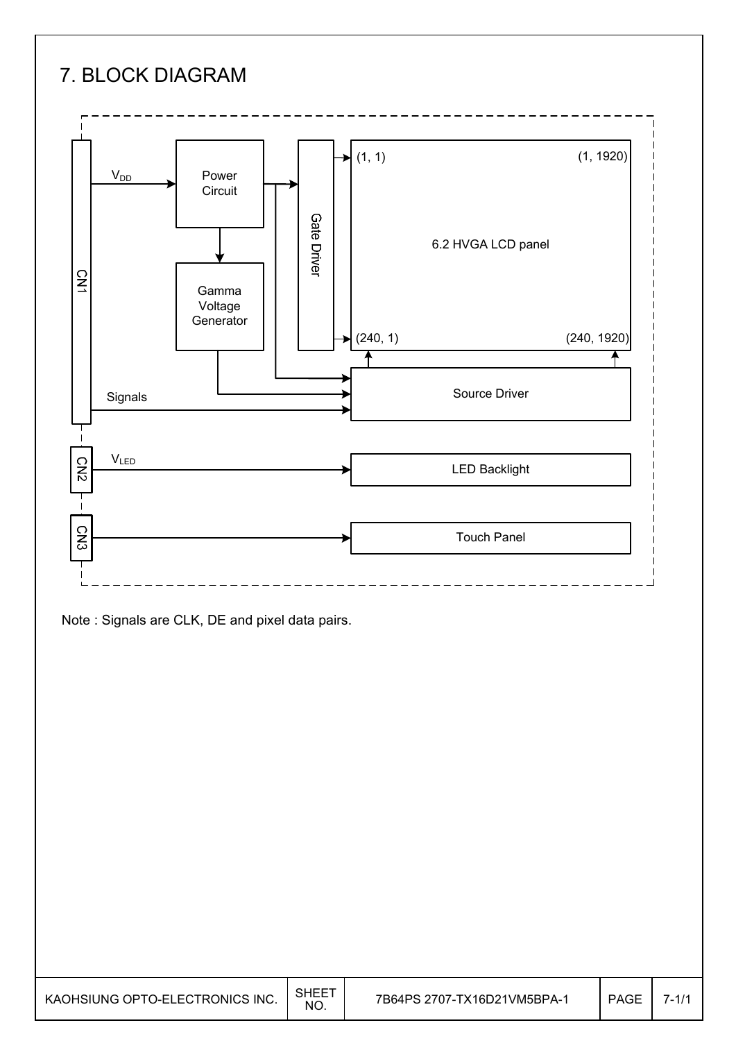# 7. BLOCK DIAGRAM

CN1

$V_{DD}$

Power Circuit

Gamma Voltage Generator

Gate Driver

(1, 1)

(1, 1920)

6.2 HVGA LCD panel

(240, 1)

(240, 1920)

Source Driver

Signals

CN2

$V_{LED}$

LED Backlight

CN3

Touch Panel

Note : Signals are CLK, DE and pixel data pairs.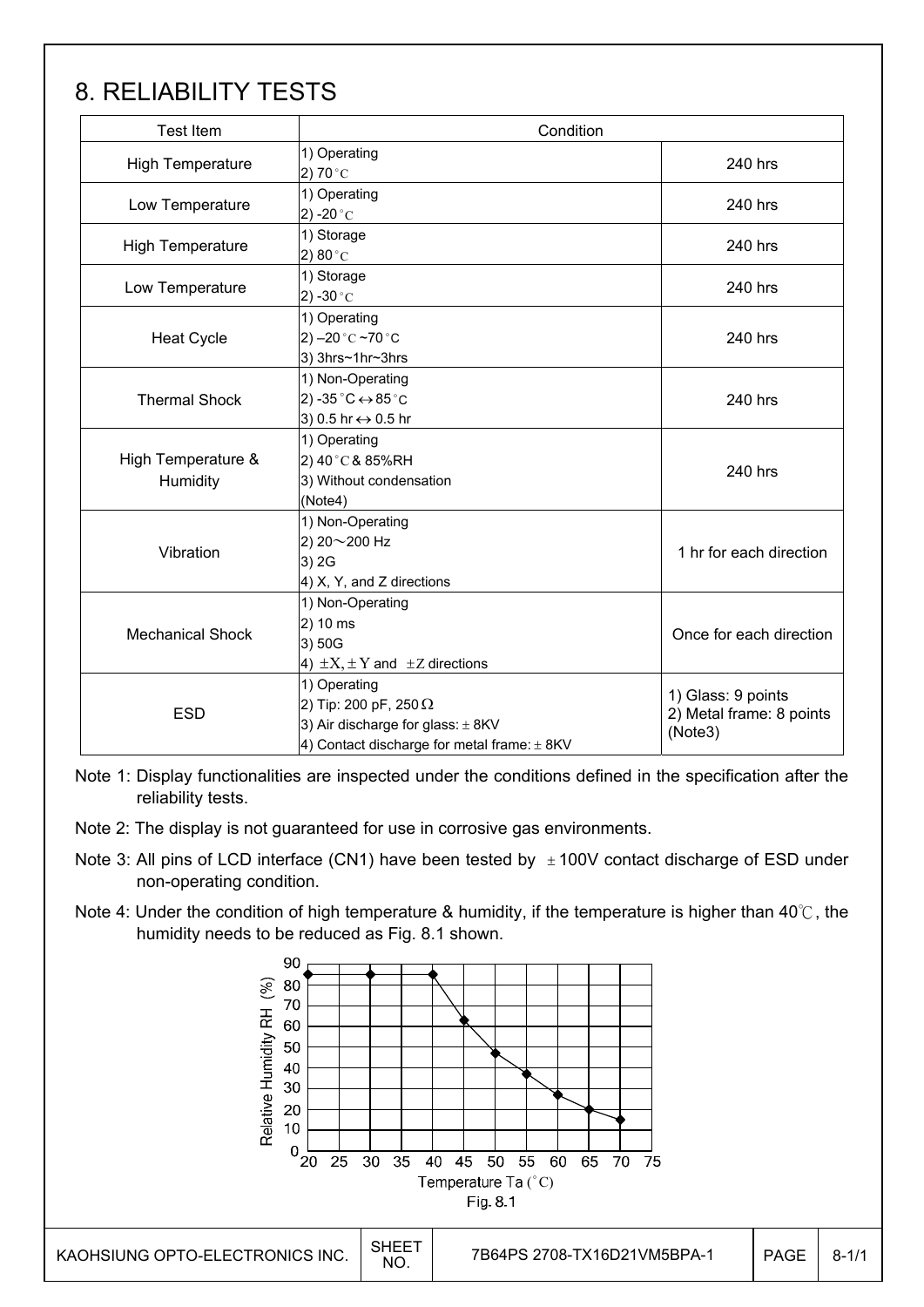# 8. RELIABILITY TESTS

| Test Item | Condition | |
|---|---|---|
| High Temperature | 1) Operating<br>2) 70°C | 240 hrs |
| Low Temperature | 1) Operating<br>2) -20°C | 240 hrs |
| High Temperature | 1) Storage<br>2) 80°C | 240 hrs |
| Low Temperature | 1) Storage<br>2) -30°C | 240 hrs |
| Heat Cycle | 1) Operating<br>2) –20°C ~70°C<br>3) 3hrs~1hr~3hrs | 240 hrs |
| Thermal Shock | 1) Non-Operating<br>2) -35°C ↔ 85°C<br>3) 0.5 hr ↔ 0.5 hr | 240 hrs |
| High Temperature & Humidity | 1) Operating<br>2) 40°C & 85%RH<br>3) Without condensation<br>(Note4) | 240 hrs |
| Vibration | 1) Non-Operating<br>2) 20～200 Hz<br>3) 2G<br>4) X, Y, and Z directions | 1 hr for each direction |
| Mechanical Shock | 1) Non-Operating<br>2) 10 ms<br>3) 50G<br>4) ±X, ±Y and ±Z directions | Once for each direction |
| ESD | 1) Operating<br>2) Tip: 200 pF, 250 Ω<br>3) Air discharge for glass: ± 8KV<br>4) Contact discharge for metal frame: ± 8KV | 1) Glass: 9 points<br>2) Metal frame: 8 points<br>(Note3) |

Note 1: Display functionalities are inspected under the conditions defined in the specification after the reliability tests.

Note 2: The display is not guaranteed for use in corrosive gas environments.

Note 3: All pins of LCD interface (CN1) have been tested by ±100V contact discharge of ESD under non-operating condition.

Note 4: Under the condition of high temperature & humidity, if the temperature is higher than 40℃, the humidity needs to be reduced as Fig. 8.1 shown.

Fig. 8.1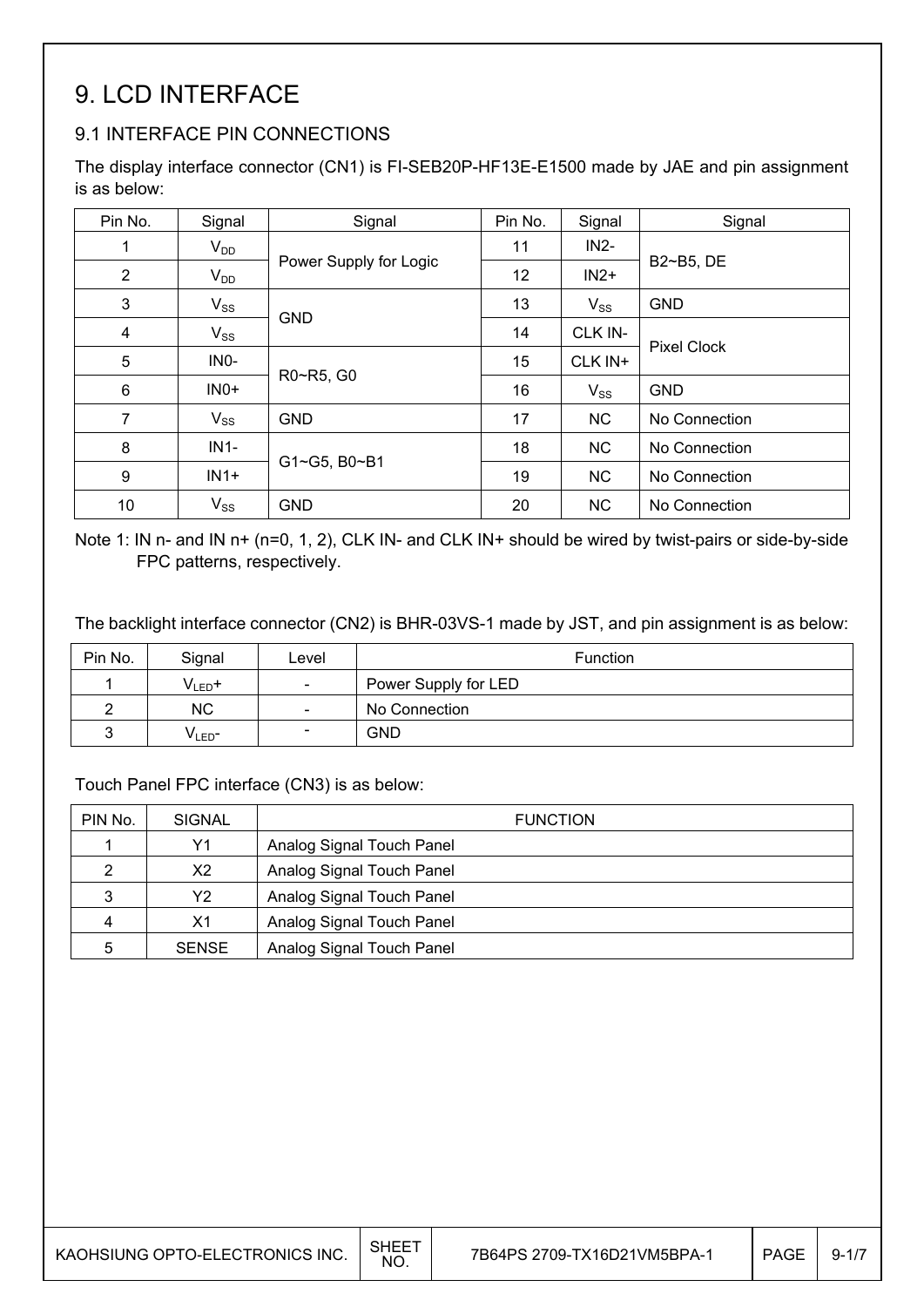# 9. LCD INTERFACE

## 9.1 INTERFACE PIN CONNECTIONS

The display interface connector (CN1) is FI-SEB20P-HF13E-E1500 made by JAE and pin assignment is as below:

| Pin No. | Signal | Signal | Pin No. | Signal | Signal |
|---|---|---|---|---|---|
| 1 | $V_{DD}$ | Power Supply for Logic | 11 | IN2- | B2~B5, DE |
| 2 | $V_{DD}$ | | 12 | IN2+ | |
| 3 | $V_{SS}$ | GND | 13 | $V_{SS}$ | GND |
| 4 | $V_{SS}$ | | 14 | CLK IN- | Pixel Clock |
| 5 | IN0- | R0~R5, G0 | 15 | CLK IN+ | |
| 6 | IN0+ | | 16 | $V_{SS}$ | GND |
| 7 | $V_{SS}$ | GND | 17 | NC | No Connection |
| 8 | IN1- | G1~G5, B0~B1 | 18 | NC | No Connection |
| 9 | IN1+ | | 19 | NC | No Connection |
| 10 | $V_{SS}$ | GND | 20 | NC | No Connection |

Note 1: IN n- and IN n+ (n=0, 1, 2), CLK IN- and CLK IN+ should be wired by twist-pairs or side-by-side FPC patterns, respectively.

The backlight interface connector (CN2) is BHR-03VS-1 made by JST, and pin assignment is as below:

| Pin No. | Signal | Level | Function |
|---|---|---|---|
| 1 | $V_{LED}$+ | - | Power Supply for LED |
| 2 | NC | - | No Connection |
| 3 | $V_{LED}$- | - | GND |

Touch Panel FPC interface (CN3) is as below:

| PIN No. | SIGNAL | FUNCTION |
|---|---|---|
| 1 | Y1 | Analog Signal Touch Panel |
| 2 | X2 | Analog Signal Touch Panel |
| 3 | Y2 | Analog Signal Touch Panel |
| 4 | X1 | Analog Signal Touch Panel |
| 5 | SENSE | Analog Signal Touch Panel |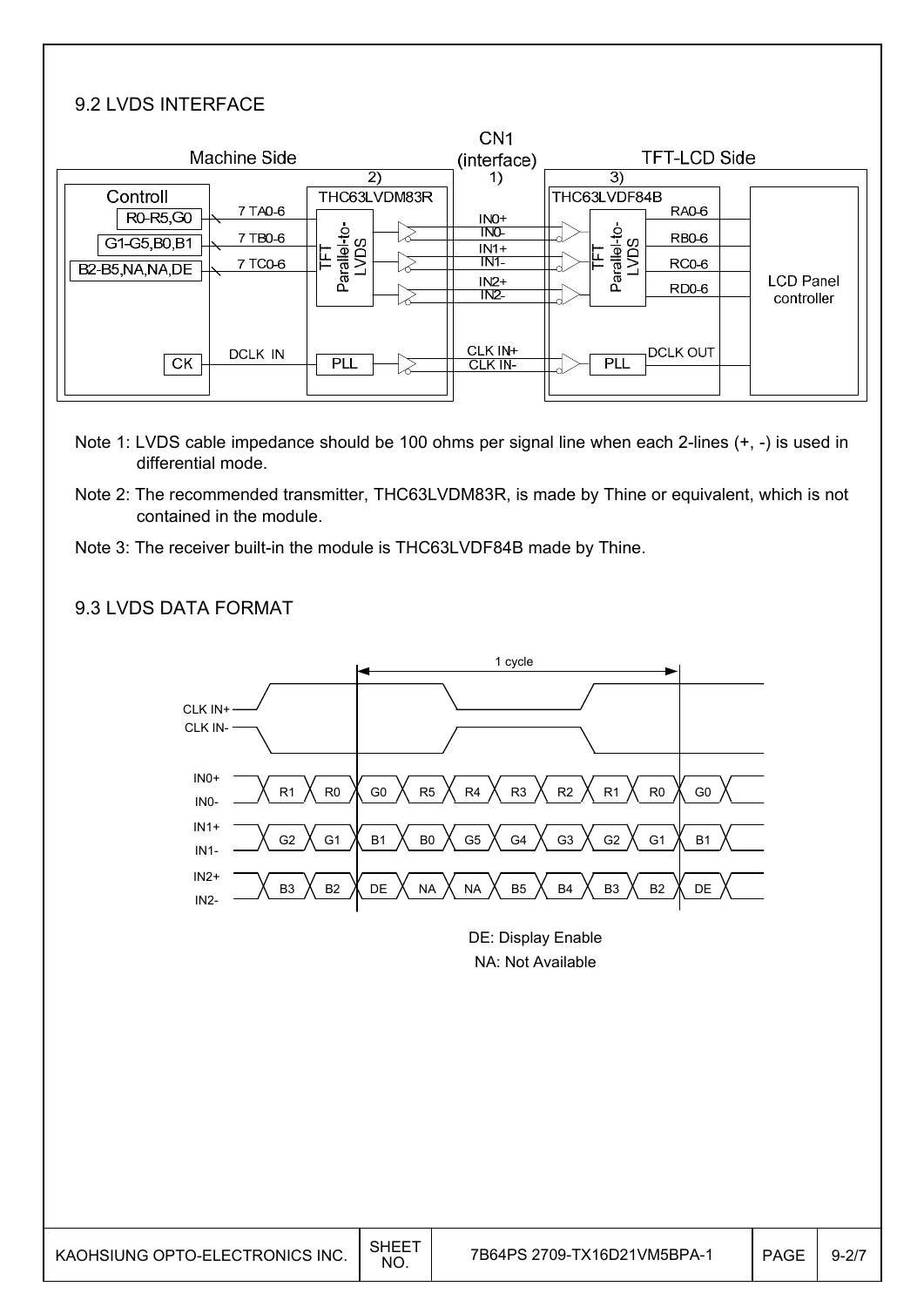### 9.2 LVDS INTERFACE

Machine Side | CN1 (interface) 1) | TFT-LCD Side

Controll: R0-R5,G0 — 7 TA0-6; G1-G5,B0,B1 — 7 TB0-6; B2-B5,NA,NA,DE — 7 TC0-6; CK — DCLK IN

2) THC63LVDM83R (TFT Parallel-to-LVDS, PLL) — IN0+/IN0-, IN1+/IN1-, IN2+/IN2-, CLK IN+/CLK IN- — 3) THC63LVDF84B (TFT Parallel-to-LVDS, PLL) — RA0-6, RB0-6, RC0-6, RD0-6, DCLK OUT — LCD Panel controller

Note 1: LVDS cable impedance should be 100 ohms per signal line when each 2-lines (+, -) is used in differential mode.

Note 2: The recommended transmitter, THC63LVDM83R, is made by Thine or equivalent, which is not contained in the module.

Note 3: The receiver built-in the module is THC63LVDF84B made by Thine.

### 9.3 LVDS DATA FORMAT

1 cycle

| Signal | | | | | | | | | | |
|---|---|---|---|---|---|---|---|---|---|---|
| IN0+ / IN0- | R1 | R0 | G0 | R5 | R4 | R3 | R2 | R1 | R0 | G0 |
| IN1+ / IN1- | G2 | G1 | B1 | B0 | G5 | G4 | G3 | G2 | G1 | B1 |
| IN2+ / IN2- | B3 | B2 | DE | NA | NA | B5 | B4 | B3 | B2 | DE |

DE: Display Enable

NA: Not Available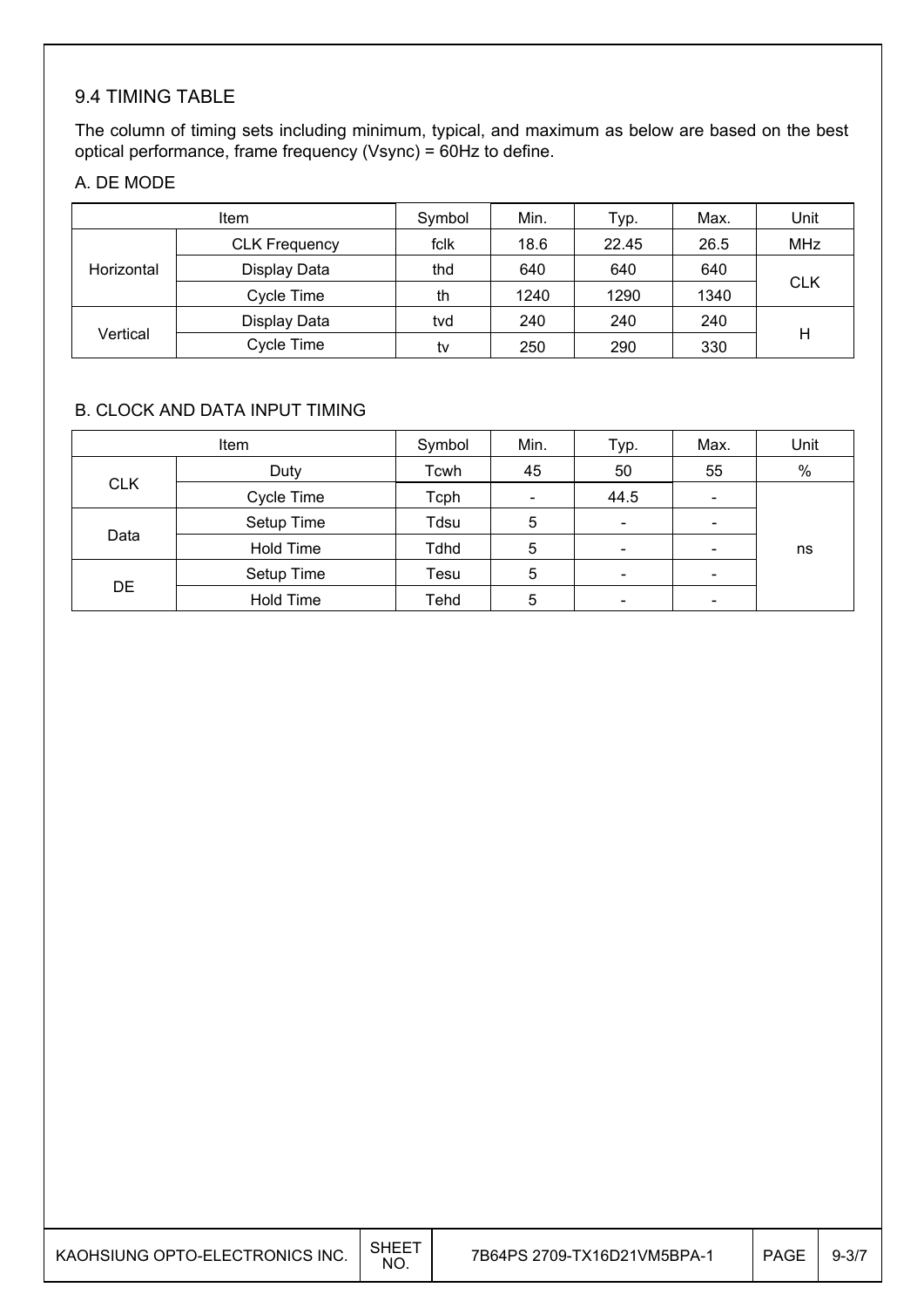## 9.4 TIMING TABLE

The column of timing sets including minimum, typical, and maximum as below are based on the best optical performance, frame frequency (Vsync) = 60Hz to define.

### A. DE MODE

| Item | | Symbol | Min. | Typ. | Max. | Unit |
|---|---|---|---|---|---|---|
| Horizontal | CLK Frequency | fclk | 18.6 | 22.45 | 26.5 | MHz |
| | Display Data | thd | 640 | 640 | 640 | CLK |
| | Cycle Time | th | 1240 | 1290 | 1340 | |
| Vertical | Display Data | tvd | 240 | 240 | 240 | H |
| | Cycle Time | tv | 250 | 290 | 330 | |

### B. CLOCK AND DATA INPUT TIMING

| Item | | Symbol | Min. | Typ. | Max. | Unit |
|---|---|---|---|---|---|---|
| CLK | Duty | Tcwh | 45 | 50 | 55 | % |
| | Cycle Time | Tcph | - | 44.5 | - | ns |
| Data | Setup Time | Tdsu | 5 | - | - | |
| | Hold Time | Tdhd | 5 | - | - | |
| DE | Setup Time | Tesu | 5 | - | - | |
| | Hold Time | Tehd | 5 | - | - | |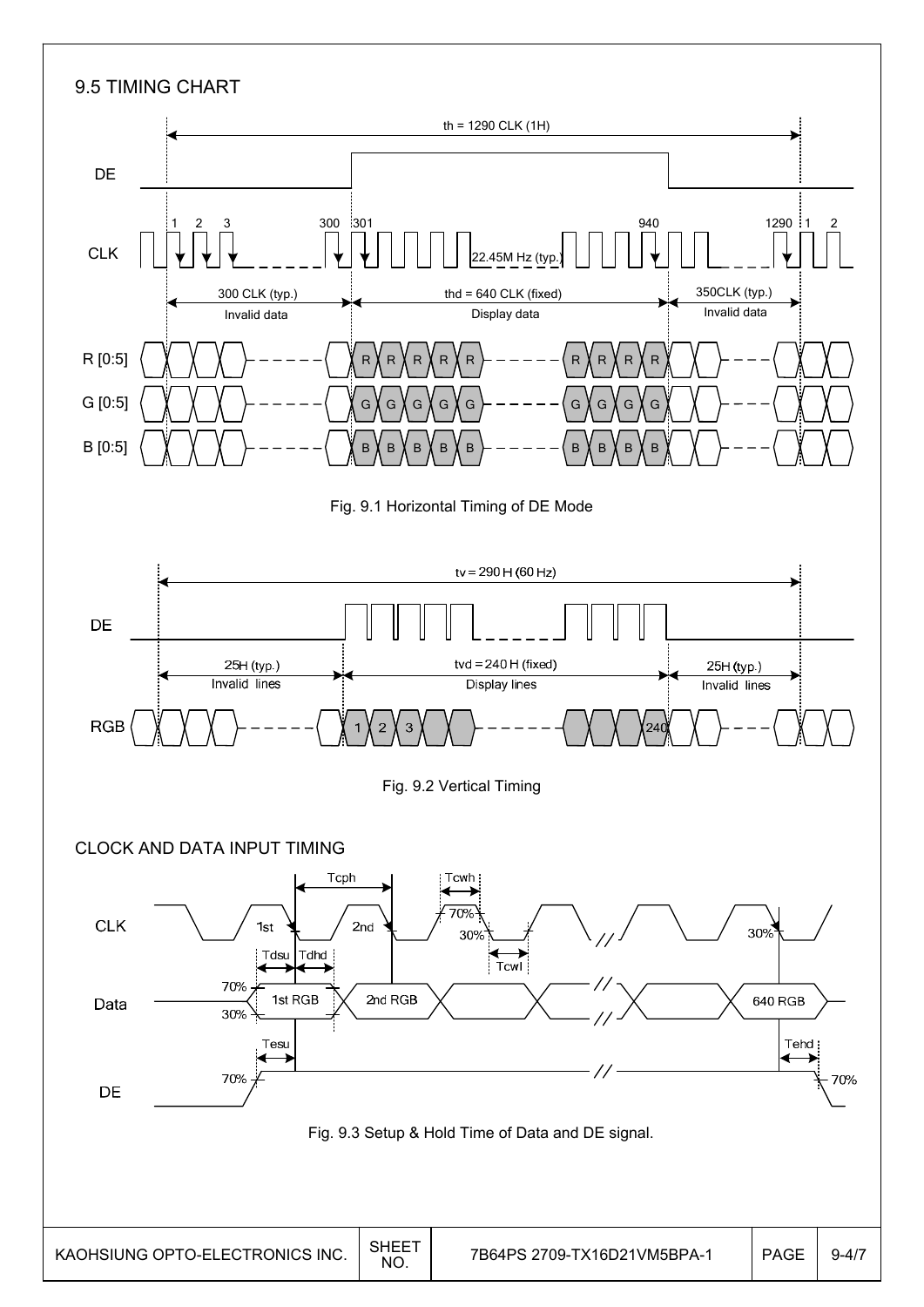## 9.5 TIMING CHART

th = 1290 CLK (1H)

DE

CLK

1 2 3 300 301 940 1290 1 2

22.45M Hz (typ.)

300 CLK (typ.) Invalid data

thd = 640 CLK (fixed) Display data

350CLK (typ.) Invalid data

R [0:5]

G [0:5]

B [0:5]

Fig. 9.1 Horizontal Timing of DE Mode

tv = 290 H (60 Hz)

DE

25H (typ.) Invalid lines

tvd = 240 H (fixed) Display lines

25H (typ.) Invalid lines

RGB 1 2 3 240

Fig. 9.2 Vertical Timing

### CLOCK AND DATA INPUT TIMING

Tcph Tcwh 70% 30% Tcwl

CLK 1st 2nd 30%

Tdsu Tdhd

70% 30%

Data 1st RGB 2nd RGB 640 RGB

Tesu Tehd

70% 70%

DE

Fig. 9.3 Setup & Hold Time of Data and DE signal.

KAOHSIUNG OPTO-ELECTRONICS INC. | SHEET NO. 7B64PS 2709-TX16D21VM5BPA-1 | PAGE 9-4/7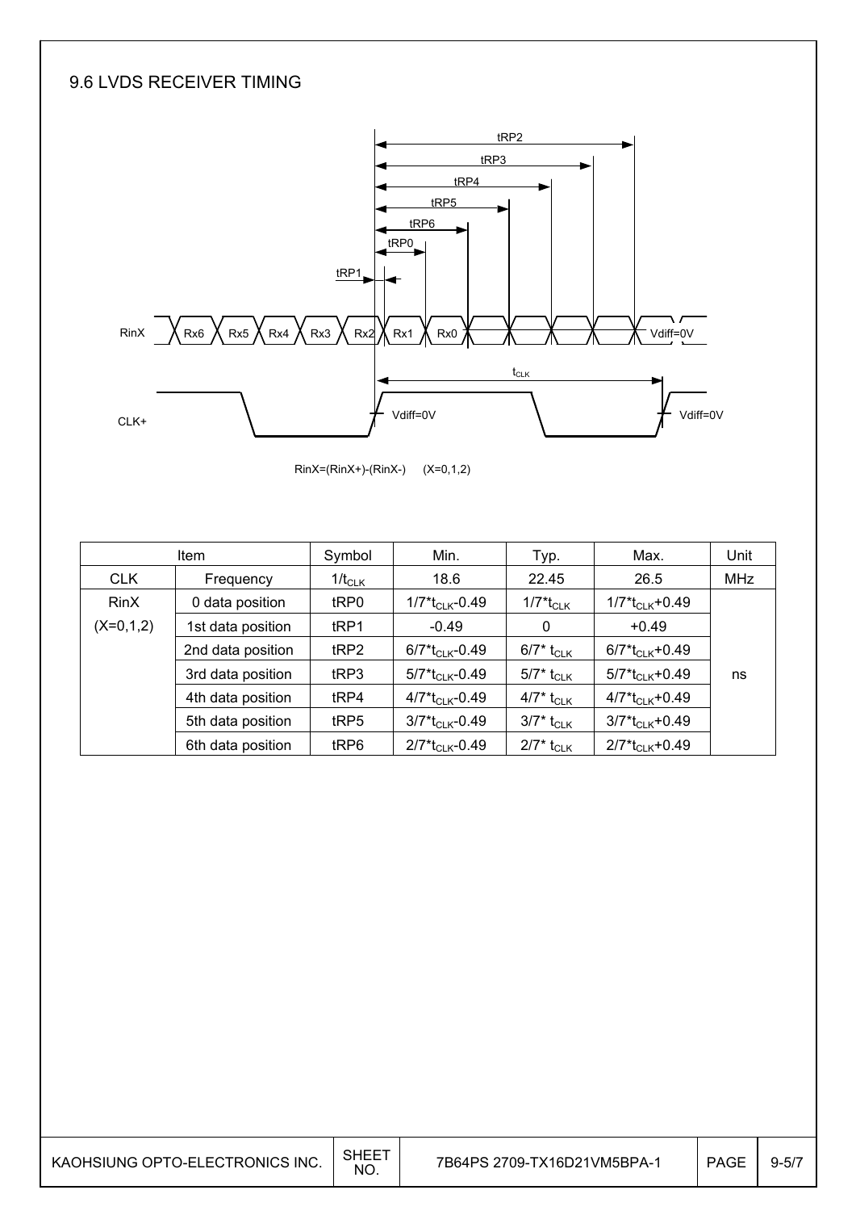## 9.6 LVDS RECEIVER TIMING

tRP2

tRP3

tRP4

tRP5

tRP6

tRP0

tRP1

RinX: Rx6 Rx5 Rx4 Rx3 Rx2 Rx1 Rx0 Vdiff=0V

$t_{CLK}$

CLK+ Vdiff=0V Vdiff=0V

RinX=(RinX+)-(RinX-) (X=0,1,2)

| Item | | Symbol | Min. | Typ. | Max. | Unit |
|---|---|---|---|---|---|---|
| CLK | Frequency | $1/t_{CLK}$ | 18.6 | 22.45 | 26.5 | MHz |
| RinX (X=0,1,2) | 0 data position | tRP0 | $1/7*t_{CLK}-0.49$ | $1/7*t_{CLK}$ | $1/7*t_{CLK}+0.49$ | ns |
| | 1st data position | tRP1 | -0.49 | 0 | +0.49 | |
| | 2nd data position | tRP2 | $6/7*t_{CLK}-0.49$ | $6/7*t_{CLK}$ | $6/7*t_{CLK}+0.49$ | |
| | 3rd data position | tRP3 | $5/7*t_{CLK}-0.49$ | $5/7*t_{CLK}$ | $5/7*t_{CLK}+0.49$ | |
| | 4th data position | tRP4 | $4/7*t_{CLK}-0.49$ | $4/7*t_{CLK}$ | $4/7*t_{CLK}+0.49$ | |
| | 5th data position | tRP5 | $3/7*t_{CLK}-0.49$ | $3/7*t_{CLK}$ | $3/7*t_{CLK}+0.49$ | |
| | 6th data position | tRP6 | $2/7*t_{CLK}-0.49$ | $2/7*t_{CLK}$ | $2/7*t_{CLK}+0.49$ | |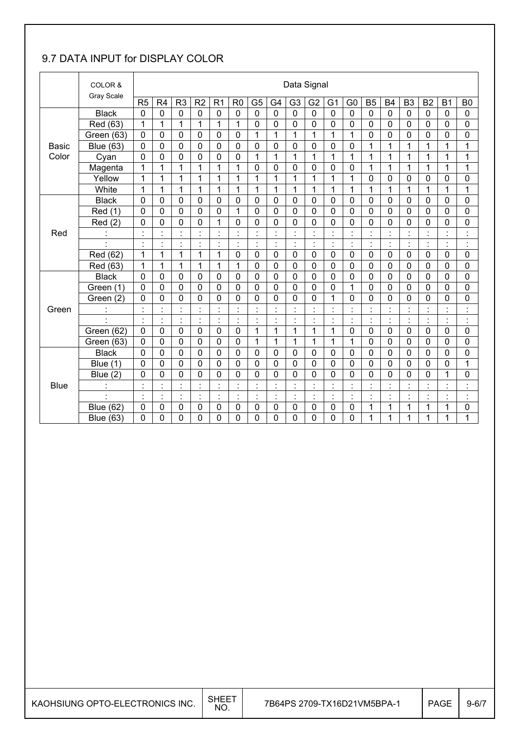## 9.7 DATA INPUT for DISPLAY COLOR

| | COLOR & Gray Scale | Data Signal | | | | | | | | | | | | | | | | | |
|---|---|---|---|---|---|---|---|---|---|---|---|---|---|---|---|---|---|---|---|
| | | R5 | R4 | R3 | R2 | R1 | R0 | G5 | G4 | G3 | G2 | G1 | G0 | B5 | B4 | B3 | B2 | B1 | B0 |
| Basic Color | Black | 0 | 0 | 0 | 0 | 0 | 0 | 0 | 0 | 0 | 0 | 0 | 0 | 0 | 0 | 0 | 0 | 0 | 0 |
| | Red (63) | 1 | 1 | 1 | 1 | 1 | 1 | 0 | 0 | 0 | 0 | 0 | 0 | 0 | 0 | 0 | 0 | 0 | 0 |
| | Green (63) | 0 | 0 | 0 | 0 | 0 | 0 | 1 | 1 | 1 | 1 | 1 | 1 | 0 | 0 | 0 | 0 | 0 | 0 |
| | Blue (63) | 0 | 0 | 0 | 0 | 0 | 0 | 0 | 0 | 0 | 0 | 0 | 0 | 1 | 1 | 1 | 1 | 1 | 1 |
| | Cyan | 0 | 0 | 0 | 0 | 0 | 0 | 1 | 1 | 1 | 1 | 1 | 1 | 1 | 1 | 1 | 1 | 1 | 1 |
| | Magenta | 1 | 1 | 1 | 1 | 1 | 1 | 0 | 0 | 0 | 0 | 0 | 0 | 1 | 1 | 1 | 1 | 1 | 1 |
| | Yellow | 1 | 1 | 1 | 1 | 1 | 1 | 1 | 1 | 1 | 1 | 1 | 1 | 0 | 0 | 0 | 0 | 0 | 0 |
| | White | 1 | 1 | 1 | 1 | 1 | 1 | 1 | 1 | 1 | 1 | 1 | 1 | 1 | 1 | 1 | 1 | 1 | 1 |
| Red | Black | 0 | 0 | 0 | 0 | 0 | 0 | 0 | 0 | 0 | 0 | 0 | 0 | 0 | 0 | 0 | 0 | 0 | 0 |
| | Red (1) | 0 | 0 | 0 | 0 | 0 | 1 | 0 | 0 | 0 | 0 | 0 | 0 | 0 | 0 | 0 | 0 | 0 | 0 |
| | Red (2) | 0 | 0 | 0 | 0 | 1 | 0 | 0 | 0 | 0 | 0 | 0 | 0 | 0 | 0 | 0 | 0 | 0 | 0 |
| | : | : | : | : | : | : | : | : | : | : | : | : | : | : | : | : | : | : | : |
| | : | : | : | : | : | : | : | : | : | : | : | : | : | : | : | : | : | : | : |
| | Red (62) | 1 | 1 | 1 | 1 | 1 | 0 | 0 | 0 | 0 | 0 | 0 | 0 | 0 | 0 | 0 | 0 | 0 | 0 |
| | Red (63) | 1 | 1 | 1 | 1 | 1 | 1 | 0 | 0 | 0 | 0 | 0 | 0 | 0 | 0 | 0 | 0 | 0 | 0 |
| Green | Black | 0 | 0 | 0 | 0 | 0 | 0 | 0 | 0 | 0 | 0 | 0 | 0 | 0 | 0 | 0 | 0 | 0 | 0 |
| | Green (1) | 0 | 0 | 0 | 0 | 0 | 0 | 0 | 0 | 0 | 0 | 0 | 1 | 0 | 0 | 0 | 0 | 0 | 0 |
| | Green (2) | 0 | 0 | 0 | 0 | 0 | 0 | 0 | 0 | 0 | 0 | 1 | 0 | 0 | 0 | 0 | 0 | 0 | 0 |
| | : | : | : | : | : | : | : | : | : | : | : | : | : | : | : | : | : | : | : |
| | : | : | : | : | : | : | : | : | : | : | : | : | : | : | : | : | : | : | : |
| | Green (62) | 0 | 0 | 0 | 0 | 0 | 0 | 1 | 1 | 1 | 1 | 1 | 0 | 0 | 0 | 0 | 0 | 0 | 0 |
| | Green (63) | 0 | 0 | 0 | 0 | 0 | 0 | 1 | 1 | 1 | 1 | 1 | 1 | 0 | 0 | 0 | 0 | 0 | 0 |
| Blue | Black | 0 | 0 | 0 | 0 | 0 | 0 | 0 | 0 | 0 | 0 | 0 | 0 | 0 | 0 | 0 | 0 | 0 | 0 |
| | Blue (1) | 0 | 0 | 0 | 0 | 0 | 0 | 0 | 0 | 0 | 0 | 0 | 0 | 0 | 0 | 0 | 0 | 0 | 1 |
| | Blue (2) | 0 | 0 | 0 | 0 | 0 | 0 | 0 | 0 | 0 | 0 | 0 | 0 | 0 | 0 | 0 | 0 | 1 | 0 |
| | : | : | : | : | : | : | : | : | : | : | : | : | : | : | : | : | : | : | : |
| | : | : | : | : | : | : | : | : | : | : | : | : | : | : | : | : | : | : | : |
| | Blue (62) | 0 | 0 | 0 | 0 | 0 | 0 | 0 | 0 | 0 | 0 | 0 | 0 | 1 | 1 | 1 | 1 | 1 | 0 |
| | Blue (63) | 0 | 0 | 0 | 0 | 0 | 0 | 0 | 0 | 0 | 0 | 0 | 0 | 1 | 1 | 1 | 1 | 1 | 1 |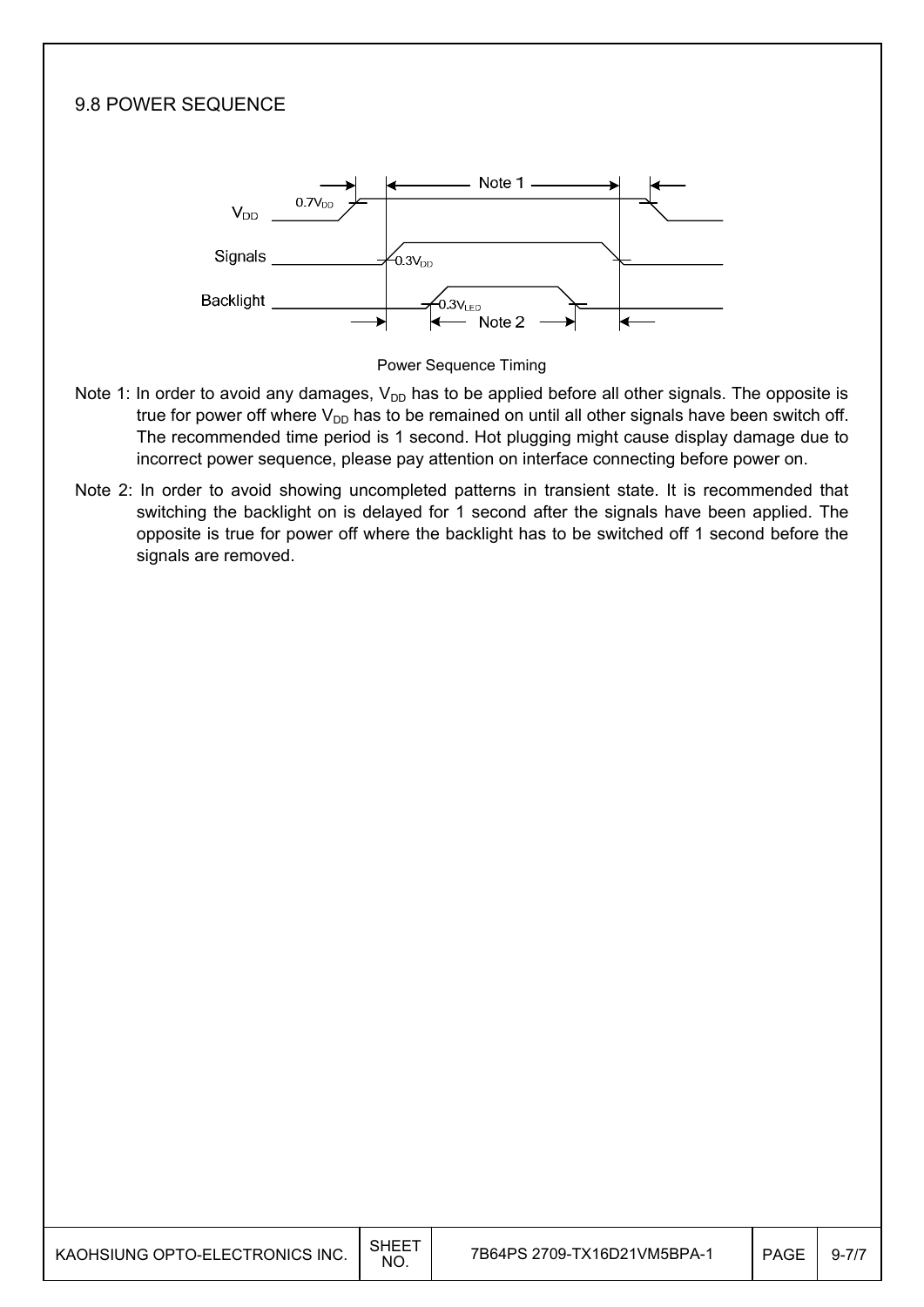## 9.8 POWER SEQUENCE

Power Sequence Timing

Note 1: In order to avoid any damages, $V_{DD}$ has to be applied before all other signals. The opposite is true for power off where $V_{DD}$ has to be remained on until all other signals have been switch off. The recommended time period is 1 second. Hot plugging might cause display damage due to incorrect power sequence, please pay attention on interface connecting before power on.

Note 2: In order to avoid showing uncompleted patterns in transient state. It is recommended that switching the backlight on is delayed for 1 second after the signals have been applied. The opposite is true for power off where the backlight has to be switched off 1 second before the signals are removed.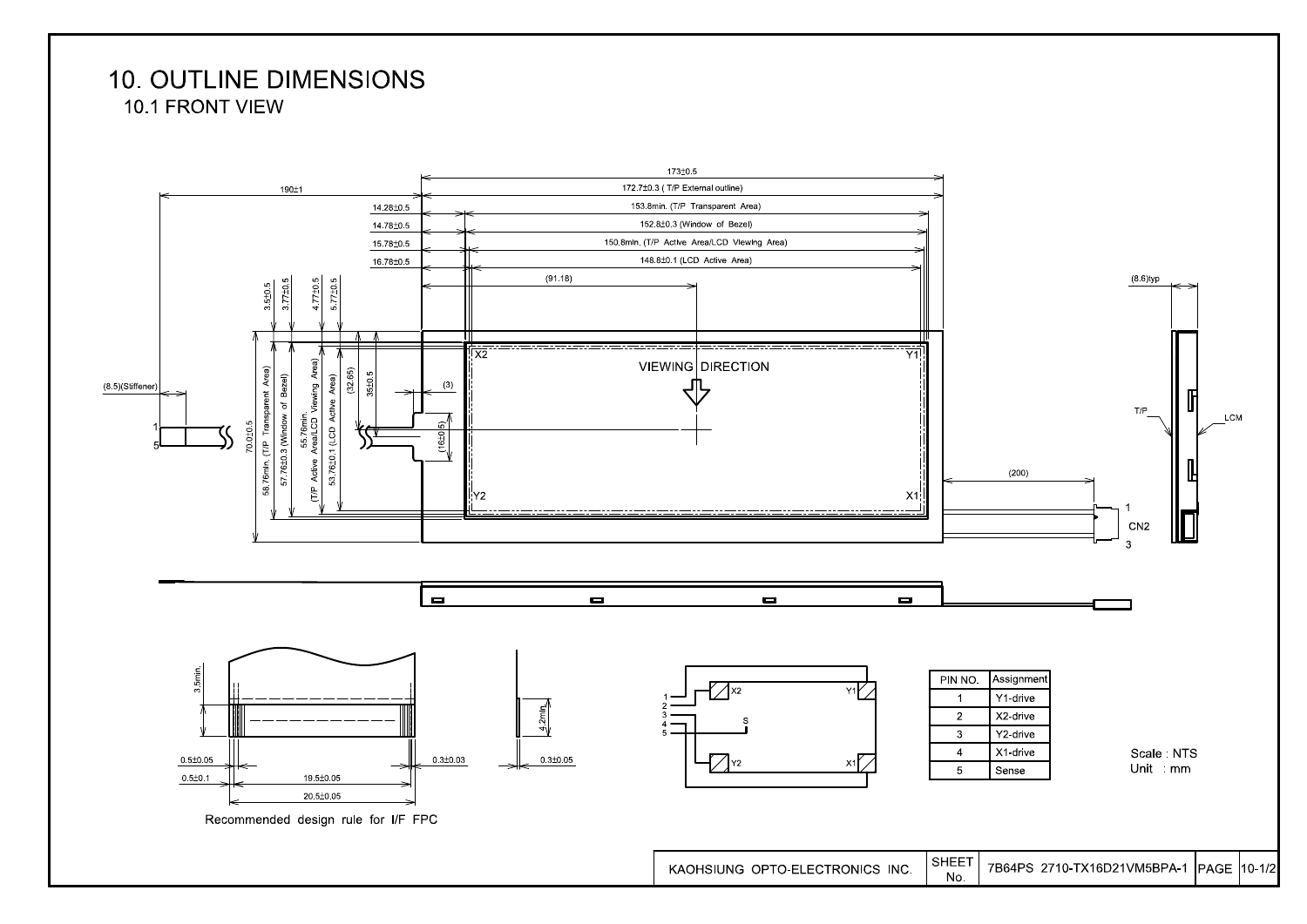# 10. OUTLINE DIMENSIONS

## 10.1 FRONT VIEW

173±0.5

172.7±0.3 ( T/P External outline)

190±1

14.28±0.5 — 153.8min. (T/P Transparent Area)

14.78±0.5 — 152.8±0.3 (Window of Bezel)

15.78±0.5 — 150.8min. (T/P Active Area/LCD Viewing Area)

16.78±0.5 — 148.8±0.1 (LCD Active Area)

(91.18)

(8.6)typ

3.5±0.5, 3.77±0.5, 4.77±0.5, 5.77±0.5

(8.5)(Stiffener)

70.0±0.5

58.76min. (T/P Transparent Area)

57.76±0.3 (Window of Bezel)

55.76min. (T/P Active Area/LCD Viewing Area)

53.76±0.1 (LCD Active Area)

(32.65)

35±0.5

(3)

(16±0.5)

X2, Y1, Y2, X1

VIEWING DIRECTION

(200)

CN2

T/P, LCM

3.5min.

4.2min.

0.5±0.05, 0.5±0.1, 19.5±0.05, 20.5±0.05, 0.3±0.03, 0.3±0.05

Recommended design rule for I/F FPC

| PIN NO. | Assignment |
|---|---|
| 1 | Y1-drive |
| 2 | X2-drive |
| 3 | Y2-drive |
| 4 | X1-drive |
| 5 | Sense |

Scale : NTS
Unit : mm

KAOHSIUNG OPTO-ELECTRONICS INC. | SHEET No. 7B64PS 2710-TX16D21VM5BPA-1 | PAGE 10-1/2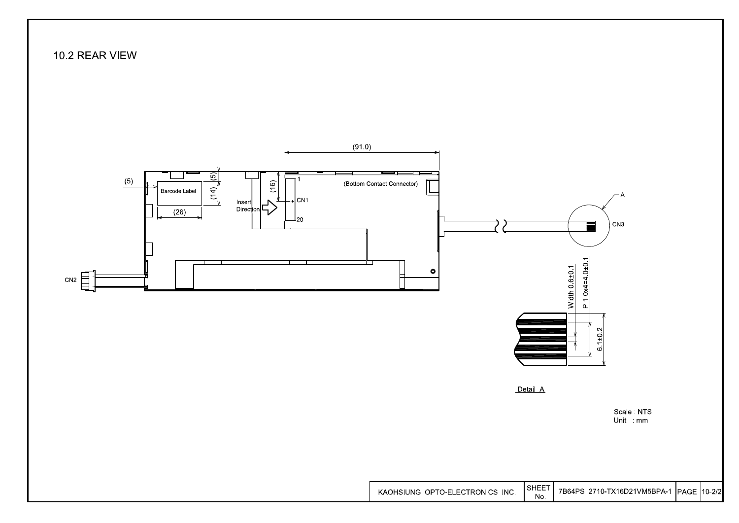## 10.2 REAR VIEW

(91.0)

(5)

(5)

(14)

(16)

Barcode Label

(26)

Insert Direction

1

CN1

20

(Bottom Contact Connector)

A

CN3

CN2

Width 0.6±0.1

P 1.0x4=4.0±0.1

6.1±0.2

Detail A

Scale : NTS
Unit : mm

| KAOHSIUNG OPTO-ELECTRONICS INC. | SHEET No. | 7B64PS 2710-TX16D21VM5BPA-1 | PAGE | 10-2/2 |
|---|---|---|---|---|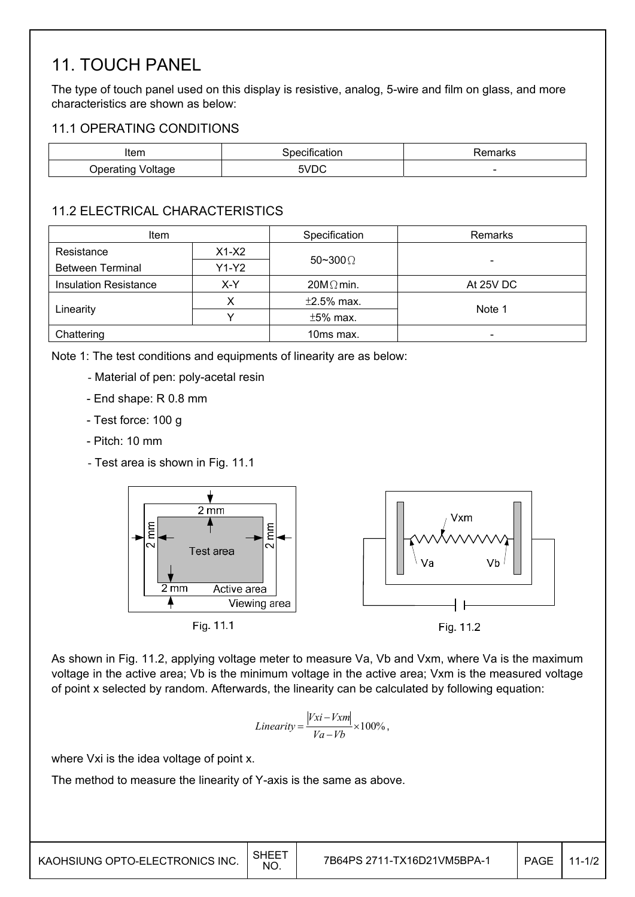# 11. TOUCH PANEL

The type of touch panel used on this display is resistive, analog, 5-wire and film on glass, and more characteristics are shown as below:

## 11.1 OPERATING CONDITIONS

| Item | Specification | Remarks |
|---|---|---|
| Operating Voltage | 5VDC | - |

## 11.2 ELECTRICAL CHARACTERISTICS

| Item | | Specification | Remarks |
|---|---|---|---|
| Resistance Between Terminal | X1-X2 | 50~300Ω | - |
| | Y1-Y2 | | |
| Insulation Resistance | X-Y | 20MΩ min. | At 25V DC |
| Linearity | X | ±2.5% max. | Note 1 |
| | Y | ±5% max. | |
| Chattering | | 10ms max. | - |

Note 1: The test conditions and equipments of linearity are as below:

- Material of pen: poly-acetal resin
- End shape: R 0.8 mm
- Test force: 100 g
- Pitch: 10 mm
- Test area is shown in Fig. 11.1

Fig. 11.1

Fig. 11.2

As shown in Fig. 11.2, applying voltage meter to measure Va, Vb and Vxm, where Va is the maximum voltage in the active area; Vb is the minimum voltage in the active area; Vxm is the measured voltage of point x selected by random. Afterwards, the linearity can be calculated by following equation:

$$Linearity = \frac{|Vxi - Vxm|}{Va - Vb} \times 100\%,$$

where Vxi is the idea voltage of point x.

The method to measure the linearity of Y-axis is the same as above.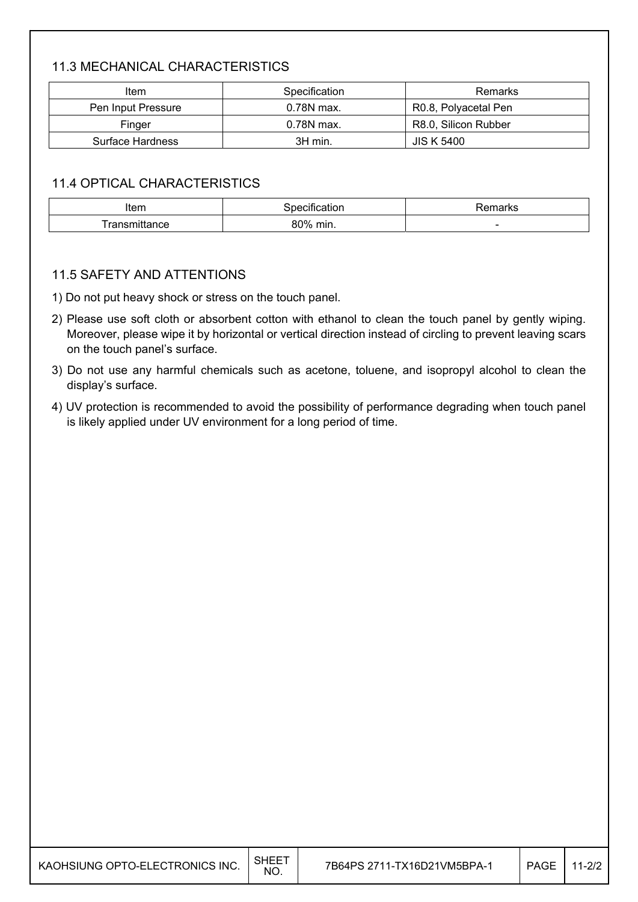### 11.3 MECHANICAL CHARACTERISTICS

| Item | Specification | Remarks |
|---|---|---|
| Pen Input Pressure | 0.78N max. | R0.8, Polyacetal Pen |
| Finger | 0.78N max. | R8.0, Silicon Rubber |
| Surface Hardness | 3H min. | JIS K 5400 |

### 11.4 OPTICAL CHARACTERISTICS

| Item | Specification | Remarks |
|---|---|---|
| Transmittance | 80% min. | - |

### 11.5 SAFETY AND ATTENTIONS

1) Do not put heavy shock or stress on the touch panel.
2) Please use soft cloth or absorbent cotton with ethanol to clean the touch panel by gently wiping. Moreover, please wipe it by horizontal or vertical direction instead of circling to prevent leaving scars on the touch panel's surface.
3) Do not use any harmful chemicals such as acetone, toluene, and isopropyl alcohol to clean the display's surface.
4) UV protection is recommended to avoid the possibility of performance degrading when touch panel is likely applied under UV environment for a long period of time.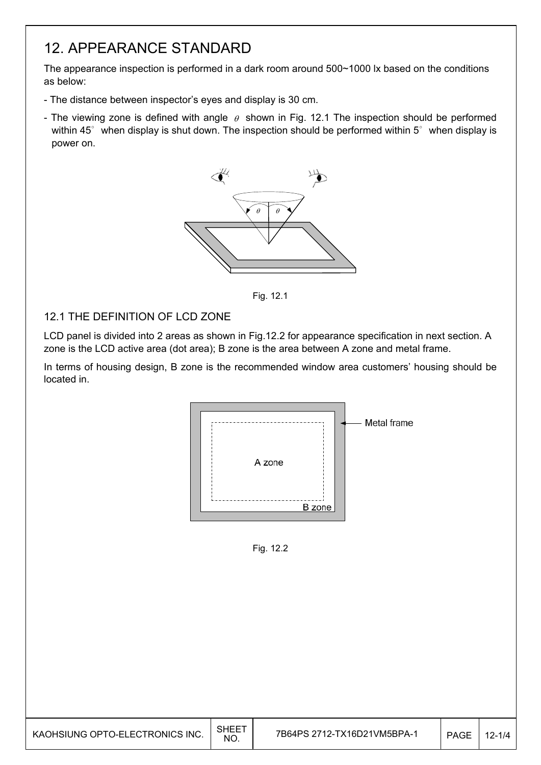# 12. APPEARANCE STANDARD

The appearance inspection is performed in a dark room around 500~1000 lx based on the conditions as below:

- The distance between inspector's eyes and display is 30 cm.
- The viewing zone is defined with angle $\theta$ shown in Fig. 12.1 The inspection should be performed within 45° when display is shut down. The inspection should be performed within 5° when display is power on.

Fig. 12.1

## 12.1 THE DEFINITION OF LCD ZONE

LCD panel is divided into 2 areas as shown in Fig.12.2 for appearance specification in next section. A zone is the LCD active area (dot area); B zone is the area between A zone and metal frame.

In terms of housing design, B zone is the recommended window area customers' housing should be located in.

Fig. 12.2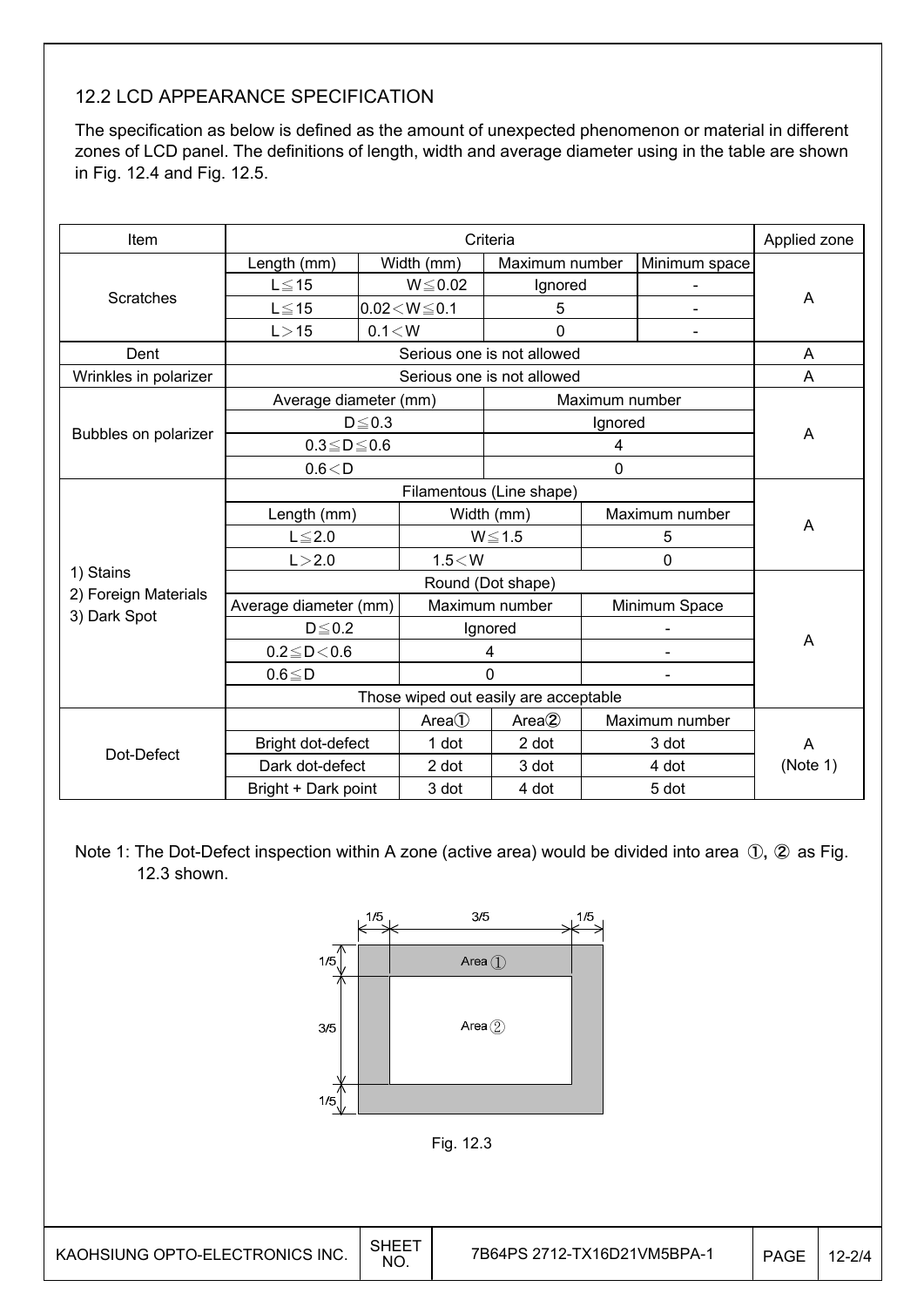## 12.2 LCD APPEARANCE SPECIFICATION

The specification as below is defined as the amount of unexpected phenomenon or material in different zones of LCD panel. The definitions of length, width and average diameter using in the table are shown in Fig. 12.4 and Fig. 12.5.

| Item | Criteria | | | | Applied zone |
|---|---|---|---|---|---|
| Scratches | Length (mm) | Width (mm) | Maximum number | Minimum space | A |
| | L≦15 | W≦0.02 | Ignored | - | |
| | L≦15 | 0.02＜W≦0.1 | 5 | - | |
| | L＞15 | 0.1＜W | 0 | - | |
| Dent | Serious one is not allowed | | | | A |
| Wrinkles in polarizer | Serious one is not allowed | | | | A |
| Bubbles on polarizer | Average diameter (mm) | | Maximum number | | A |
| | D≦0.3 | | Ignored | | |
| | 0.3≦D≦0.6 | | 4 | | |
| | 0.6＜D | | 0 | | |
| 1) Stains 2) Foreign Materials 3) Dark Spot | Filamentous (Line shape) | | | | A |
| | Length (mm) | Width (mm) | Maximum number | | |
| | L≦2.0 | W≦1.5 | 5 | | |
| | L＞2.0 | 1.5＜W | 0 | | |
| | Round (Dot shape) | | | | A |
| | Average diameter (mm) | Maximum number | Minimum Space | | |
| | D≦0.2 | Ignored | - | | |
| | 0.2≦D＜0.6 | 4 | - | | |
| | 0.6≦D | 0 | - | | |
| | Those wiped out easily are acceptable | | | | |
| Dot-Defect | | Area① | Area② | Maximum number | A (Note 1) |
| | Bright dot-defect | 1 dot | 2 dot | 3 dot | |
| | Dark dot-defect | 2 dot | 3 dot | 4 dot | |
| | Bright + Dark point | 3 dot | 4 dot | 5 dot | |

Note 1: The Dot-Defect inspection within A zone (active area) would be divided into area ①, ② as Fig. 12.3 shown.

Fig. 12.3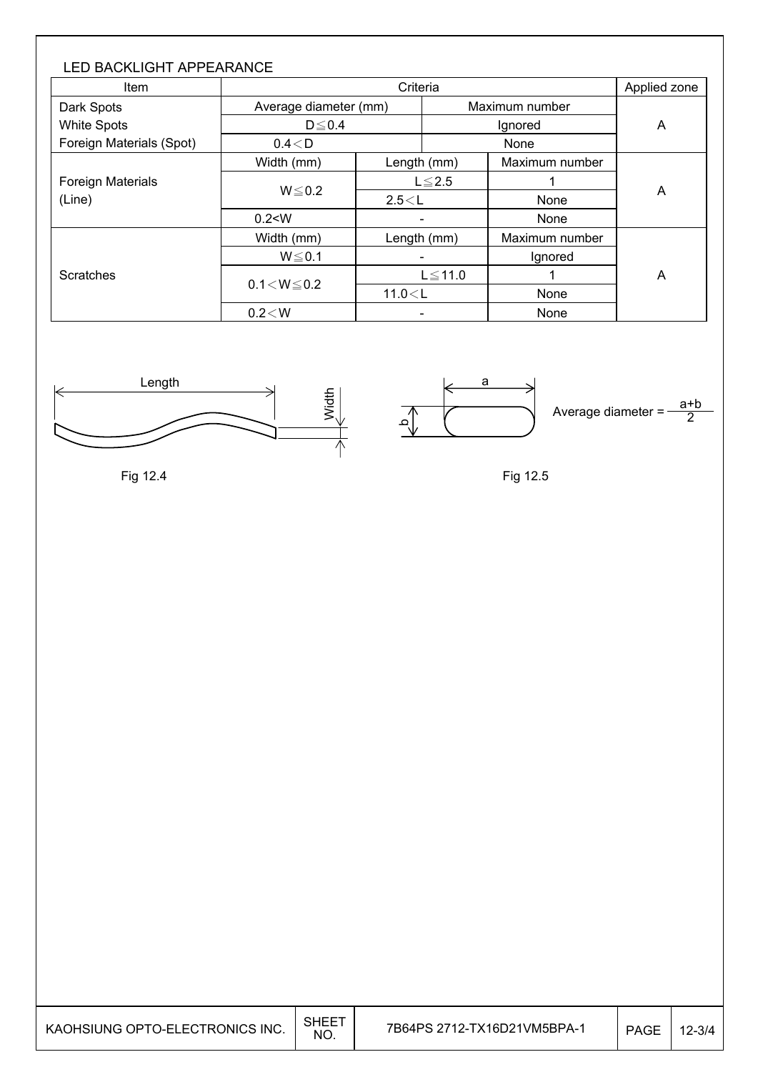## LED BACKLIGHT APPEARANCE

| Item | Criteria | | | Applied zone |
|---|---|---|---|---|
| Dark Spots<br>White Spots<br>Foreign Materials (Spot) | Average diameter (mm) | | Maximum number | A |
| | D≦0.4 | | Ignored | |
| | 0.4＜D | | None | |
| Foreign Materials (Line) | Width (mm) | Length (mm) | Maximum number | A |
| | W≦0.2 | L≦2.5 | 1 | |
| | | 2.5＜L | None | |
| | 0.2<W | - | None | |
| Scratches | Width (mm) | Length (mm) | Maximum number | A |
| | W≦0.1 | - | Ignored | |
| | 0.1＜W≦0.2 | L≦11.0 | 1 | |
| | | 11.0＜L | None | |
| | 0.2＜W | - | None | |

Length

Width

Fig 12.4

a

b

$$\text{Average diameter} = \frac{a+b}{2}$$

Fig 12.5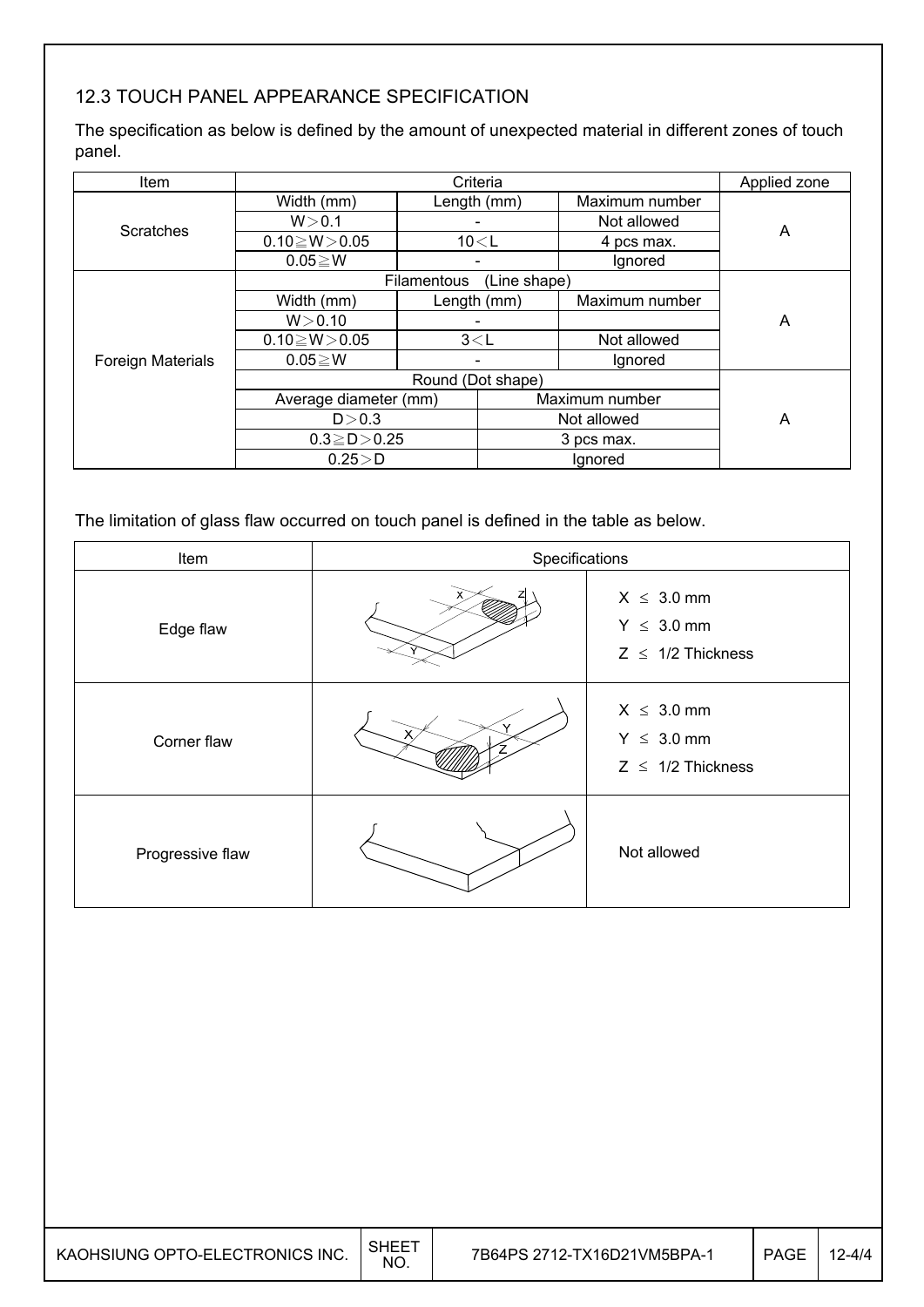### 12.3 TOUCH PANEL APPEARANCE SPECIFICATION

The specification as below is defined by the amount of unexpected material in different zones of touch panel.

| Item | Criteria | | | Applied zone |
|---|---|---|---|---|
| Scratches | Width (mm) | Length (mm) | Maximum number | A |
| | W＞0.1 | - | Not allowed | |
| | 0.10≧W＞0.05 | 10＜L | 4 pcs max. | |
| | 0.05≧W | - | Ignored | |
| Foreign Materials | Filamentous (Line shape) | | | A |
| | Width (mm) | Length (mm) | Maximum number | |
| | W＞0.10 | - | | |
| | 0.10≧W＞0.05 | 3＜L | Not allowed | |
| | 0.05≧W | - | Ignored | |
| | Round (Dot shape) | | | A |
| | Average diameter (mm) | Maximum number | | |
| | D＞0.3 | Not allowed | | |
| | 0.3≧D＞0.25 | 3 pcs max. | | |
| | 0.25＞D | Ignored | | |

The limitation of glass flaw occurred on touch panel is defined in the table as below.

| Item | Specifications | |
|---|---|---|
| Edge flaw | | X ≤ 3.0 mm<br>Y ≤ 3.0 mm<br>Z ≤ 1/2 Thickness |
| Corner flaw | | X ≤ 3.0 mm<br>Y ≤ 3.0 mm<br>Z ≤ 1/2 Thickness |
| Progressive flaw | | Not allowed |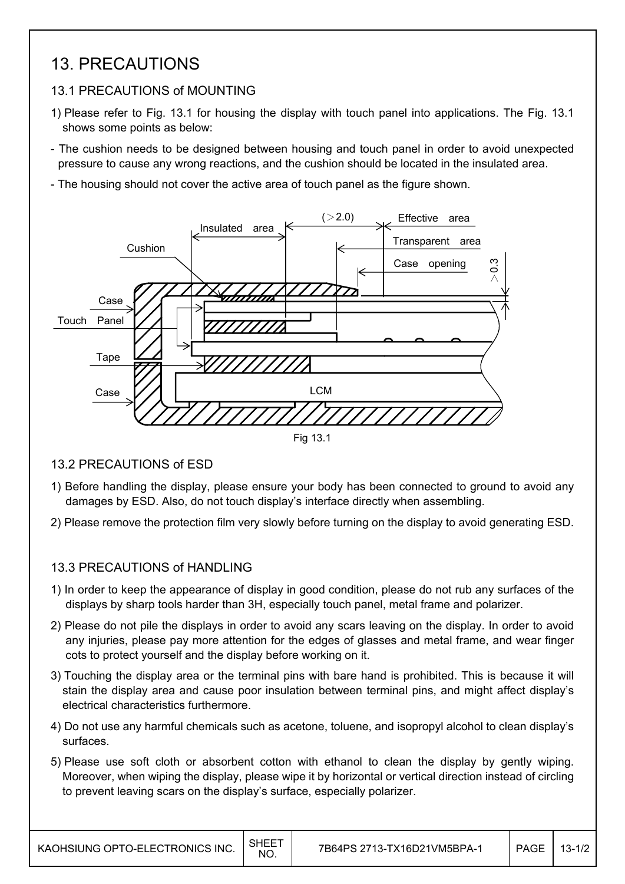# 13. PRECAUTIONS

## 13.1 PRECAUTIONS of MOUNTING

1) Please refer to Fig. 13.1 for housing the display with touch panel into applications. The Fig. 13.1 shows some points as below:

- The cushion needs to be designed between housing and touch panel in order to avoid unexpected pressure to cause any wrong reactions, and the cushion should be located in the insulated area.
- The housing should not cover the active area of touch panel as the figure shown.

Fig 13.1

## 13.2 PRECAUTIONS of ESD

1) Before handling the display, please ensure your body has been connected to ground to avoid any damages by ESD. Also, do not touch display's interface directly when assembling.
2) Please remove the protection film very slowly before turning on the display to avoid generating ESD.

## 13.3 PRECAUTIONS of HANDLING

1) In order to keep the appearance of display in good condition, please do not rub any surfaces of the displays by sharp tools harder than 3H, especially touch panel, metal frame and polarizer.
2) Please do not pile the displays in order to avoid any scars leaving on the display. In order to avoid any injuries, please pay more attention for the edges of glasses and metal frame, and wear finger cots to protect yourself and the display before working on it.
3) Touching the display area or the terminal pins with bare hand is prohibited. This is because it will stain the display area and cause poor insulation between terminal pins, and might affect display's electrical characteristics furthermore.
4) Do not use any harmful chemicals such as acetone, toluene, and isopropyl alcohol to clean display's surfaces.
5) Please use soft cloth or absorbent cotton with ethanol to clean the display by gently wiping. Moreover, when wiping the display, please wipe it by horizontal or vertical direction instead of circling to prevent leaving scars on the display's surface, especially polarizer.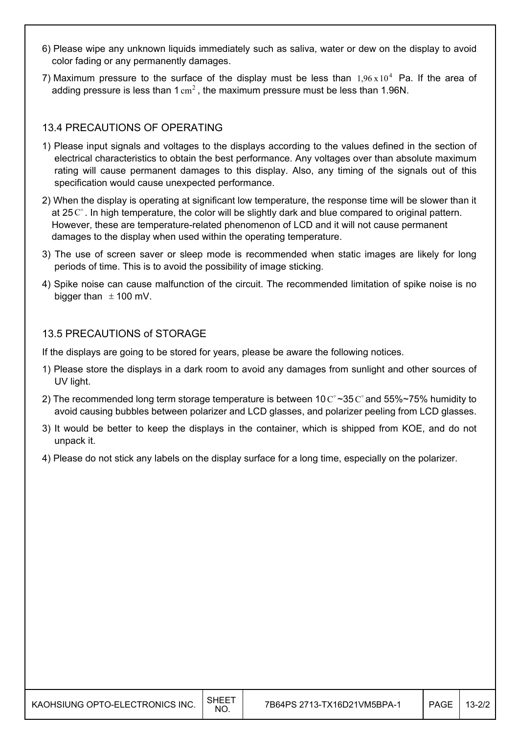6) Please wipe any unknown liquids immediately such as saliva, water or dew on the display to avoid color fading or any permanently damages.

7) Maximum pressure to the surface of the display must be less than $1{,}96 \times 10^4$ Pa. If the area of adding pressure is less than 1 $cm^2$, the maximum pressure must be less than 1.96N.

## 13.4 PRECAUTIONS OF OPERATING

1) Please input signals and voltages to the displays according to the values defined in the section of electrical characteristics to obtain the best performance. Any voltages over than absolute maximum rating will cause permanent damages to this display. Also, any timing of the signals out of this specification would cause unexpected performance.

2) When the display is operating at significant low temperature, the response time will be slower than it at 25C°. In high temperature, the color will be slightly dark and blue compared to original pattern. However, these are temperature-related phenomenon of LCD and it will not cause permanent damages to the display when used within the operating temperature.

3) The use of screen saver or sleep mode is recommended when static images are likely for long periods of time. This is to avoid the possibility of image sticking.

4) Spike noise can cause malfunction of the circuit. The recommended limitation of spike noise is no bigger than ± 100 mV.

## 13.5 PRECAUTIONS of STORAGE

If the displays are going to be stored for years, please be aware the following notices.

1) Please store the displays in a dark room to avoid any damages from sunlight and other sources of UV light.

2) The recommended long term storage temperature is between 10C°~35C° and 55%~75% humidity to avoid causing bubbles between polarizer and LCD glasses, and polarizer peeling from LCD glasses.

3) It would be better to keep the displays in the container, which is shipped from KOE, and do not unpack it.

4) Please do not stick any labels on the display surface for a long time, especially on the polarizer.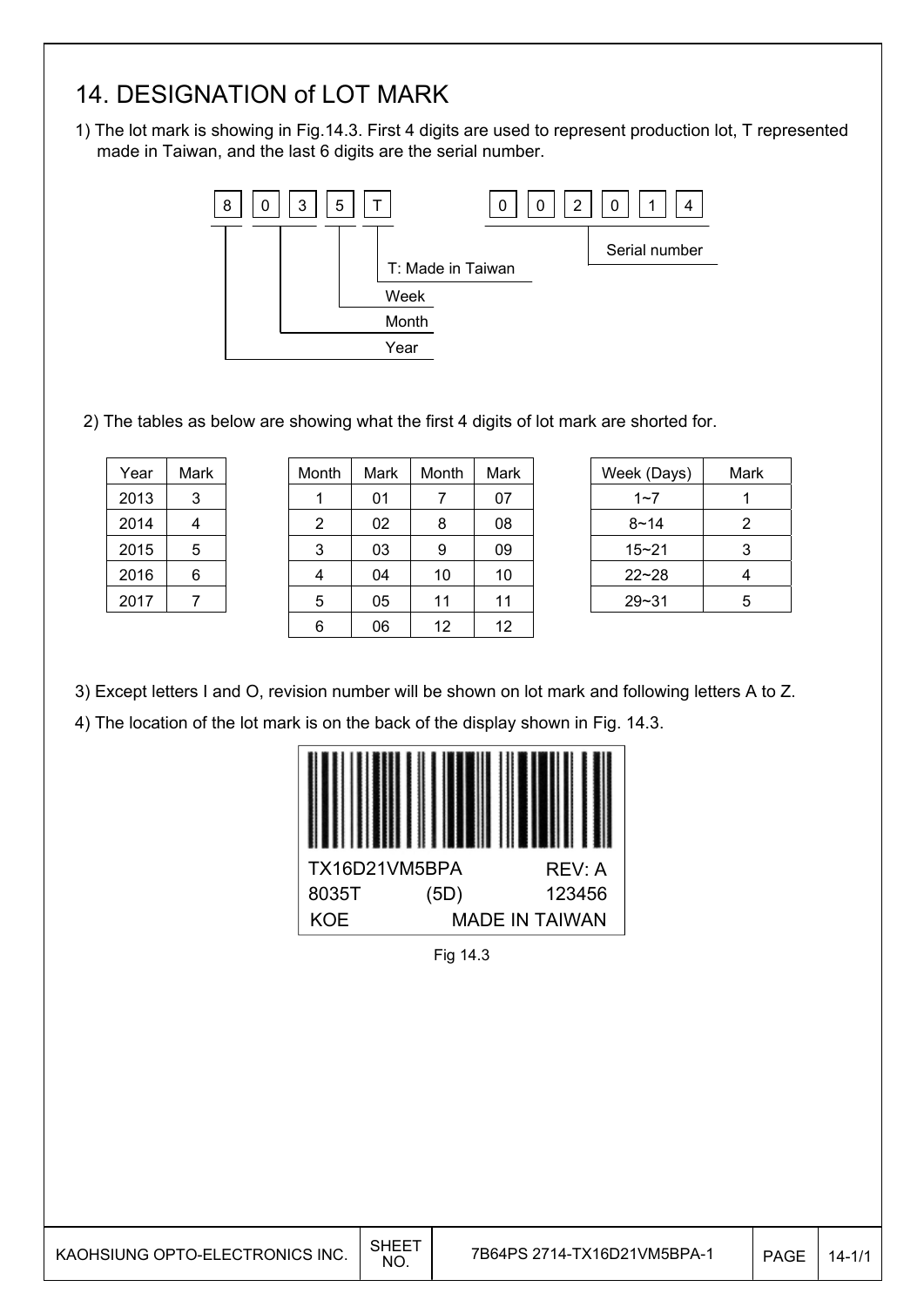# 14. DESIGNATION of LOT MARK

1) The lot mark is showing in Fig.14.3. First 4 digits are used to represent production lot, T represented made in Taiwan, and the last 6 digits are the serial number.

8 0 3 5 T    0 0 2 0 1 4

Year
Month
Week
T: Made in Taiwan
Serial number

2) The tables as below are showing what the first 4 digits of lot mark are shorted for.

| Year | Mark |
|---|---|
| 2013 | 3 |
| 2014 | 4 |
| 2015 | 5 |
| 2016 | 6 |
| 2017 | 7 |

| Month | Mark | Month | Mark |
|---|---|---|---|
| 1 | 01 | 7 | 07 |
| 2 | 02 | 8 | 08 |
| 3 | 03 | 9 | 09 |
| 4 | 04 | 10 | 10 |
| 5 | 05 | 11 | 11 |
| 6 | 06 | 12 | 12 |

| Week (Days) | Mark |
|---|---|
| 1~7 | 1 |
| 8~14 | 2 |
| 15~21 | 3 |
| 22~28 | 4 |
| 29~31 | 5 |

3) Except letters I and O, revision number will be shown on lot mark and following letters A to Z.

4) The location of the lot mark is on the back of the display shown in Fig. 14.3.

TX16D21VM5BPA REV: A
8035T (5D) 123456
KOE MADE IN TAIWAN

Fig 14.3